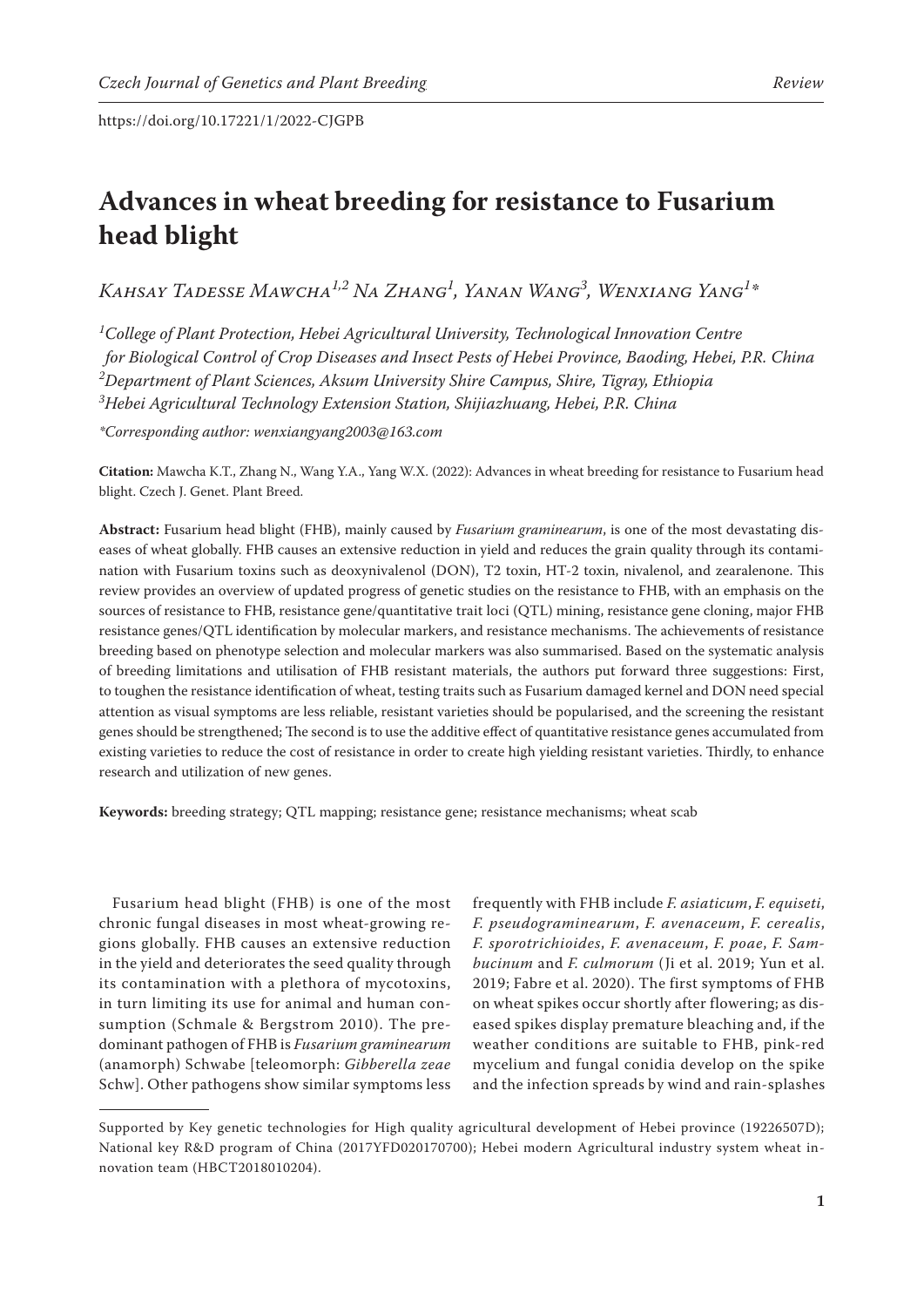https://doi.org/10.17221/1/2022-CJGPB

# Advances in wheat breeding for resistance to Fusarium head blight

*Kahsay Tadesse Mawcha[1,2] Na Zhang[1], Yanan Wang[3], Wenxiang Yang[1]\**

[1]*College of Plant Protection, Hebei Agricultural University, Technological Innovation Centre for Biological Control of Crop Diseases and Insect Pests of Hebei Province, Baoding, Hebei, P.R. China*
[2]*Department of Plant Sciences, Aksum University Shire Campus, Shire, Tigray, Ethiopia*
[3]*Hebei Agricultural Technology Extension Station, Shijiazhuang, Hebei, P.R. China*

*\*Corresponding author: wenxiangyang2003@163.com*

**Citation:** Mawcha K.T., Zhang N., Wang Y.A., Yang W.X. (2022): Advances in wheat breeding for resistance to Fusarium head blight. Czech J. Genet. Plant Breed.

**Abstract:** Fusarium head blight (FHB), mainly caused by *Fusarium graminearum*, is one of the most devastating diseases of wheat globally. FHB causes an extensive reduction in yield and reduces the grain quality through its contamination with Fusarium toxins such as deoxynivalenol (DON), T2 toxin, HT-2 toxin, nivalenol, and zearalenone. This review provides an overview of updated progress of genetic studies on the resistance to FHB, with an emphasis on the sources of resistance to FHB, resistance gene/quantitative trait loci (QTL) mining, resistance gene cloning, major FHB resistance genes/QTL identification by molecular markers, and resistance mechanisms. The achievements of resistance breeding based on phenotype selection and molecular markers was also summarised. Based on the systematic analysis of breeding limitations and utilisation of FHB resistant materials, the authors put forward three suggestions: First, to toughen the resistance identification of wheat, testing traits such as Fusarium damaged kernel and DON need special attention as visual symptoms are less reliable, resistant varieties should be popularised, and the screening the resistant genes should be strengthened; The second is to use the additive effect of quantitative resistance genes accumulated from existing varieties to reduce the cost of resistance in order to create high yielding resistant varieties. Thirdly, to enhance research and utilization of new genes.

**Keywords:** breeding strategy; QTL mapping; resistance gene; resistance mechanisms; wheat scab

Fusarium head blight (FHB) is one of the most chronic fungal diseases in most wheat-growing regions globally. FHB causes an extensive reduction in the yield and deteriorates the seed quality through its contamination with a plethora of mycotoxins, in turn limiting its use for animal and human consumption (Schmale & Bergstrom 2010). The predominant pathogen of FHB is *Fusarium graminearum* (anamorph) Schwabe [teleomorph: *Gibberella zeae* Schw]. Other pathogens show similar symptoms less frequently with FHB include *F. asiaticum*, *F. equiseti*, *F. pseudograminearum*, *F. avenaceum*, *F. cerealis*, *F. sporotrichioides*, *F. avenaceum*, *F. poae*, *F. Sambucinum* and *F. culmorum* (Ji et al. 2019; Yun et al. 2019; Fabre et al. 2020). The first symptoms of FHB on wheat spikes occur shortly after flowering; as diseased spikes display premature bleaching and, if the weather conditions are suitable to FHB, pink-red mycelium and fungal conidia develop on the spike and the infection spreads by wind and rain-splashes

Supported by Key genetic technologies for High quality agricultural development of Hebei province (19226507D); National key R&D program of China (2017YFD020170700); Hebei modern Agricultural industry system wheat innovation team (HBCT2018010204).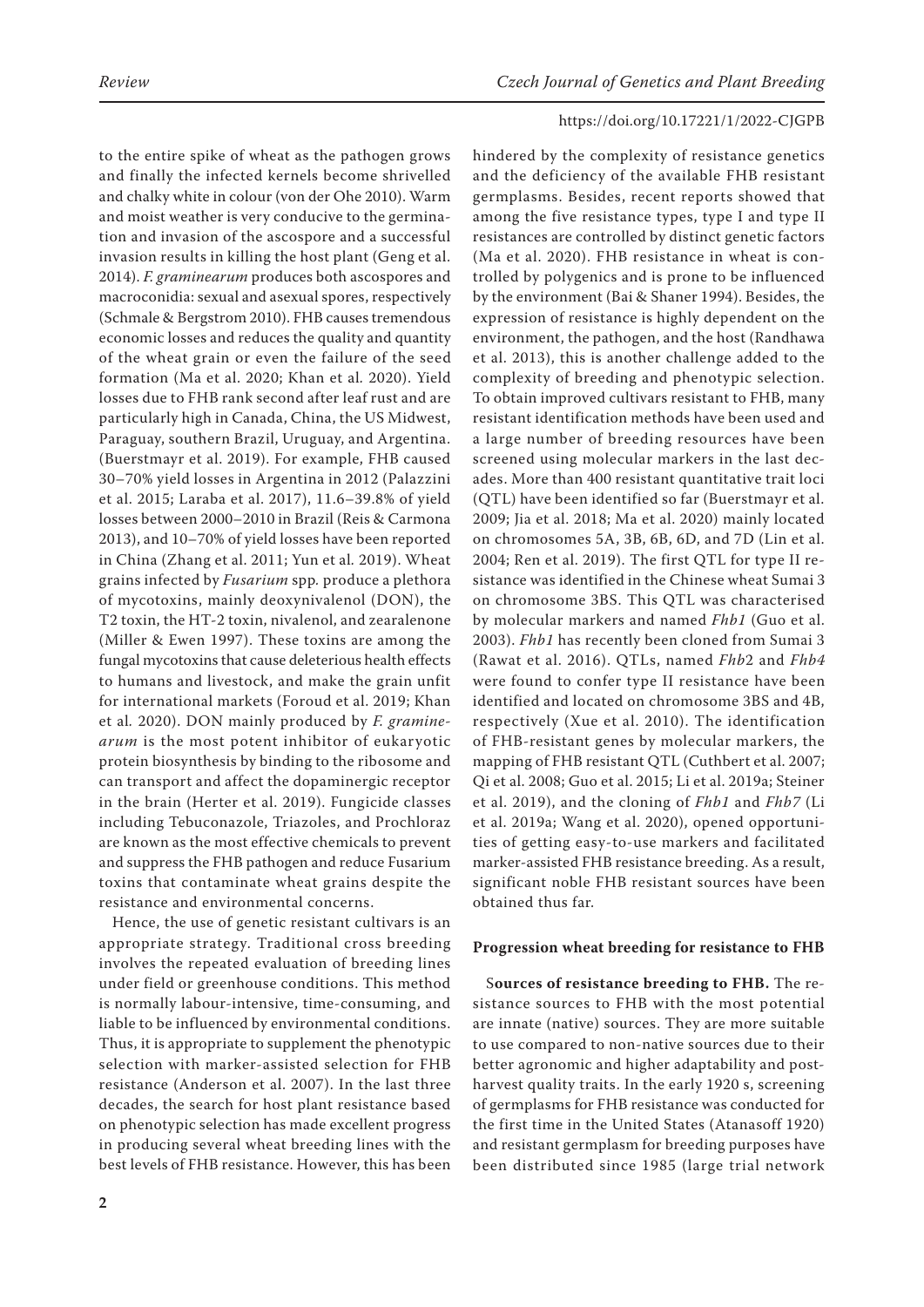to the entire spike of wheat as the pathogen grows and finally the infected kernels become shrivelled and chalky white in colour (von der Ohe 2010). Warm and moist weather is very conducive to the germination and invasion of the ascospore and a successful invasion results in killing the host plant (Geng et al. 2014). *F. graminearum* produces both ascospores and macroconidia: sexual and asexual spores, respectively (Schmale & Bergstrom 2010). FHB causes tremendous economic losses and reduces the quality and quantity of the wheat grain or even the failure of the seed formation (Ma et al. 2020; Khan et al*.* 2020). Yield losses due to FHB rank second after leaf rust and are particularly high in Canada, China, the US Midwest, Paraguay, southern Brazil, Uruguay, and Argentina. (Buerstmayr et al. 2019). For example, FHB caused 30–70% yield losses in Argentina in 2012 (Palazzini et al. 2015; Laraba et al. 2017), 11.6–39.8% of yield losses between 2000–2010 in Brazil (Reis & Carmona 2013), and 10–70% of yield losses have been reported in China (Zhang et al. 2011; Yun et al*.* 2019). Wheat grains infected by *Fusarium* spp*.* produce a plethora of mycotoxins, mainly deoxynivalenol (DON), the T2 toxin, the HT-2 toxin, nivalenol, and zearalenone (Miller & Ewen 1997). These toxins are among the fungal mycotoxins that cause deleterious health effects to humans and livestock, and make the grain unfit for international markets (Foroud et al. 2019; Khan et al*.* 2020). DON mainly produced by *F. graminearum* is the most potent inhibitor of eukaryotic protein biosynthesis by binding to the ribosome and can transport and affect the dopaminergic receptor in the brain (Herter et al. 2019). Fungicide classes including Tebuconazole, Triazoles, and Prochloraz are known as the most effective chemicals to prevent and suppress the FHB pathogen and reduce Fusarium toxins that contaminate wheat grains despite the resistance and environmental concerns.

Hence, the use of genetic resistant cultivars is an appropriate strategy. Traditional cross breeding involves the repeated evaluation of breeding lines under field or greenhouse conditions. This method is normally labour-intensive, time-consuming, and liable to be influenced by environmental conditions. Thus, it is appropriate to supplement the phenotypic selection with marker-assisted selection for FHB resistance (Anderson et al. 2007). In the last three decades, the search for host plant resistance based on phenotypic selection has made excellent progress in producing several wheat breeding lines with the best levels of FHB resistance. However, this has been hindered by the complexity of resistance genetics and the deficiency of the available FHB resistant germplasms. Besides, recent reports showed that among the five resistance types, type I and type II resistances are controlled by distinct genetic factors (Ma et al. 2020). FHB resistance in wheat is controlled by polygenics and is prone to be influenced by the environment (Bai & Shaner 1994). Besides, the expression of resistance is highly dependent on the environment, the pathogen, and the host (Randhawa et al. 2013), this is another challenge added to the complexity of breeding and phenotypic selection. To obtain improved cultivars resistant to FHB, many resistant identification methods have been used and a large number of breeding resources have been screened using molecular markers in the last decades. More than 400 resistant quantitative trait loci (QTL) have been identified so far (Buerstmayr et al. 2009; Jia et al. 2018; Ma et al. 2020) mainly located on chromosomes 5A, 3B, 6B, 6D, and 7D (Lin et al. 2004; Ren et al. 2019). The first QTL for type II resistance was identified in the Chinese wheat Sumai 3 on chromosome 3BS. This QTL was characterised by molecular markers and named *Fhb1* (Guo et al. 2003). *Fhb1* has recently been cloned from Sumai 3 (Rawat et al. 2016). QTLs, named *Fhb*2 and *Fhb4* were found to confer type II resistance have been identified and located on chromosome 3BS and 4B, respectively (Xue et al. 2010). The identification of FHB-resistant genes by molecular markers, the mapping of FHB resistant QTL (Cuthbert et al. 2007; Qi et al. 2008; Guo et al. 2015; Li et al. 2019a; Steiner et al. 2019), and the cloning of *Fhb1* and *Fhb7* (Li et al. 2019a; Wang et al. 2020), opened opportunities of getting easy-to-use markers and facilitated marker-assisted FHB resistance breeding. As a result, significant noble FHB resistant sources have been obtained thus far.

## Progression wheat breeding for resistance to FHB

**Sources of resistance breeding to FHB.** The resistance sources to FHB with the most potential are innate (native) sources. They are more suitable to use compared to non-native sources due to their better agronomic and higher adaptability and post-harvest quality traits. In the early 1920 s, screening of germplasms for FHB resistance was conducted for the first time in the United States (Atanasoff 1920) and resistant germplasm for breeding purposes have been distributed since 1985 (large trial network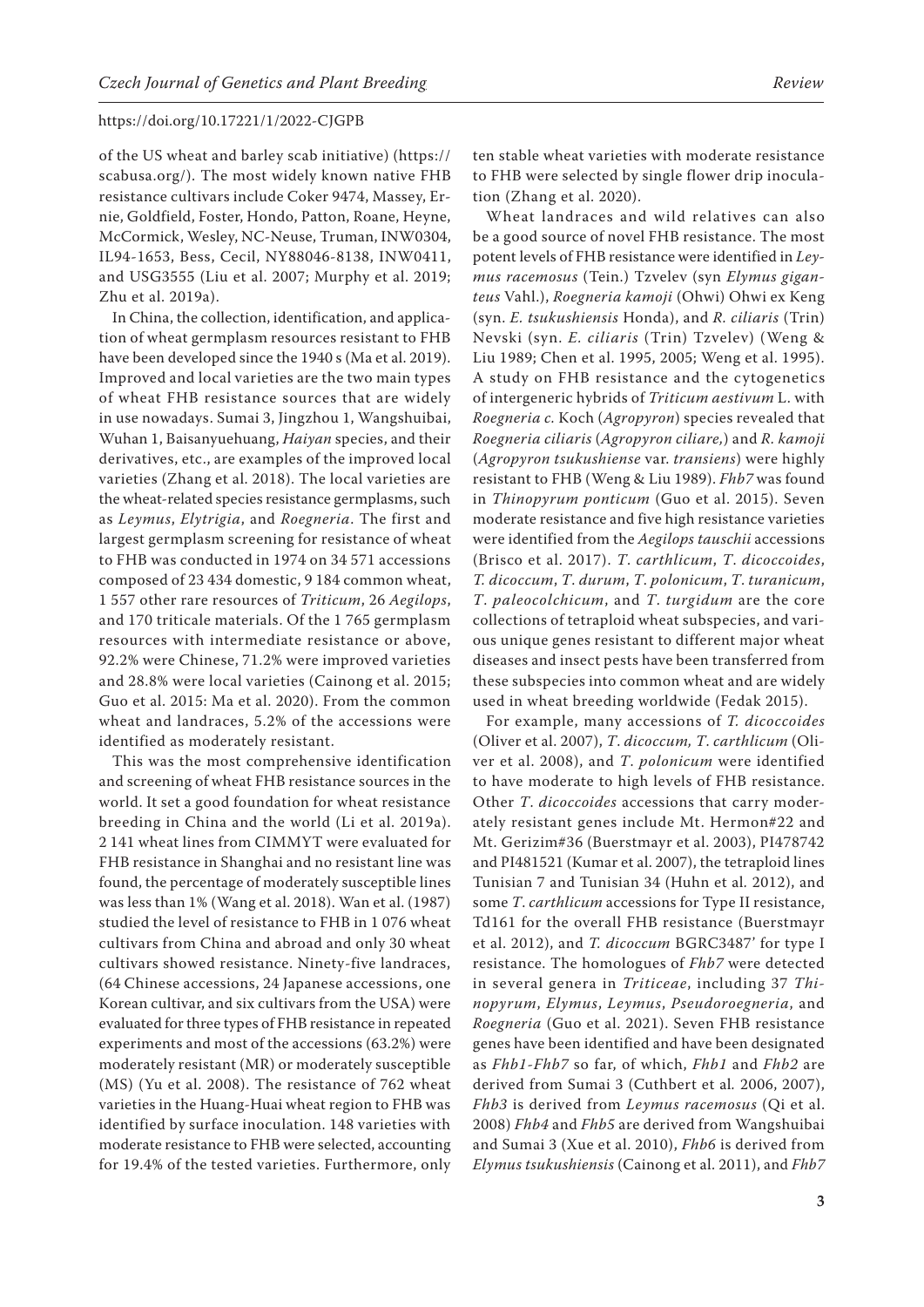of the US wheat and barley scab initiative) (https://scabusa.org/). The most widely known native FHB resistance cultivars include Coker 9474, Massey, Ernie, Goldfield, Foster, Hondo, Patton, Roane, Heyne, McCormick, Wesley, NC-Neuse, Truman, INW0304, IL94-1653, Bess, Cecil, NY88046-8138, INW0411, and USG3555 (Liu et al. 2007; Murphy et al. 2019; Zhu et al. 2019a).

In China, the collection, identification, and application of wheat germplasm resources resistant to FHB have been developed since the 1940 s (Ma et al. 2019). Improved and local varieties are the two main types of wheat FHB resistance sources that are widely in use nowadays. Sumai 3, Jingzhou 1, Wangshuibai, Wuhan 1, Baisanyuehuang, *Haiyan* species, and their derivatives, etc., are examples of the improved local varieties (Zhang et al. 2018). The local varieties are the wheat-related species resistance germplasms, such as *Leymus*, *Elytrigia*, and *Roegneria*. The first and largest germplasm screening for resistance of wheat to FHB was conducted in 1974 on 34 571 accessions composed of 23 434 domestic, 9 184 common wheat, 1 557 other rare resources of *Triticum*, 26 *Aegilops*, and 170 triticale materials. Of the 1 765 germplasm resources with intermediate resistance or above, 92.2% were Chinese, 71.2% were improved varieties and 28.8% were local varieties (Cainong et al. 2015; Guo et al. 2015: Ma et al. 2020). From the common wheat and landraces, 5.2% of the accessions were identified as moderately resistant.

This was the most comprehensive identification and screening of wheat FHB resistance sources in the world. It set a good foundation for wheat resistance breeding in China and the world (Li et al. 2019a). 2 141 wheat lines from CIMMYT were evaluated for FHB resistance in Shanghai and no resistant line was found, the percentage of moderately susceptible lines was less than 1% (Wang et al. 2018). Wan et al. (1987) studied the level of resistance to FHB in 1 076 wheat cultivars from China and abroad and only 30 wheat cultivars showed resistance. Ninety-five landraces, (64 Chinese accessions, 24 Japanese accessions, one Korean cultivar, and six cultivars from the USA) were evaluated for three types of FHB resistance in repeated experiments and most of the accessions (63.2%) were moderately resistant (MR) or moderately susceptible (MS) (Yu et al. 2008). The resistance of 762 wheat varieties in the Huang-Huai wheat region to FHB was identified by surface inoculation. 148 varieties with moderate resistance to FHB were selected, accounting for 19.4% of the tested varieties. Furthermore, only ten stable wheat varieties with moderate resistance to FHB were selected by single flower drip inoculation (Zhang et al. 2020).

Wheat landraces and wild relatives can also be a good source of novel FHB resistance. The most potent levels of FHB resistance were identified in *Leymus racemosus* (Tein.) Tzvelev (syn *Elymus giganteus* Vahl.), *Roegneria kamoji* (Ohwi) Ohwi ex Keng (syn. *E. tsukushiensis* Honda), and *R. ciliaris* (Trin) Nevski (syn. *E. ciliaris* (Trin) Tzvelev) (Weng & Liu 1989; Chen et al. 1995, 2005; Weng et al. 1995). A study on FHB resistance and the cytogenetics of intergeneric hybrids of *Triticum aestivum* L. with *Roegneria c.* Koch (*Agropyron*) species revealed that *Roegneria ciliaris* (*Agropyron ciliare,*) and *R. kamoji* (*Agropyron tsukushiense* var. *transiens*) were highly resistant to FHB (Weng & Liu 1989). *Fhb7* was found in *Thinopyrum ponticum* (Guo et al. 2015). Seven moderate resistance and five high resistance varieties were identified from the *Aegilops tauschii* accessions (Brisco et al. 2017). *T*. *carthlicum*, *T*. *dicoccoides*, *T*. *dicoccum*, *T*. *durum*, *T*. *polonicum*, *T*. *turanicum*, *T*. *paleocolchicum*, and *T*. *turgidum* are the core collections of tetraploid wheat subspecies, and various unique genes resistant to different major wheat diseases and insect pests have been transferred from these subspecies into common wheat and are widely used in wheat breeding worldwide (Fedak 2015).

For example, many accessions of *T. dicoccoides* (Oliver et al. 2007), *T*. *dicoccum, T*. *carthlicum* (Oliver et al. 2008), and *T*. *polonicum* were identified to have moderate to high levels of FHB resistance. Other *T*. *dicoccoides* accessions that carry moderately resistant genes include Mt. Hermon#22 and Mt. Gerizim#36 (Buerstmayr et al. 2003), PI478742 and PI481521 (Kumar et al. 2007), the tetraploid lines Tunisian 7 and Tunisian 34 (Huhn et al. 2012), and some *T*. *carthlicum* accessions for Type II resistance, Td161 for the overall FHB resistance (Buerstmayr et al. 2012), and *T. dicoccum* BGRC3487' for type I resistance. The homologues of *Fhb7* were detected in several genera in *Triticeae*, including 37 *Thinopyrum*, *Elymus*, *Leymus*, *Pseudoroegneria*, and *Roegneria* (Guo et al. 2021). Seven FHB resistance genes have been identified and have been designated as *Fhb1-Fhb7* so far, of which, *Fhb1* and *Fhb2* are derived from Sumai 3 (Cuthbert et al. 2006, 2007), *Fhb3* is derived from *Leymus racemosus* (Qi et al. 2008) *Fhb4* and *Fhb5* are derived from Wangshuibai and Sumai 3 (Xue et al. 2010), *Fhb6* is derived from *Elymus tsukushiensis* (Cainong et al. 2011), and *Fhb7*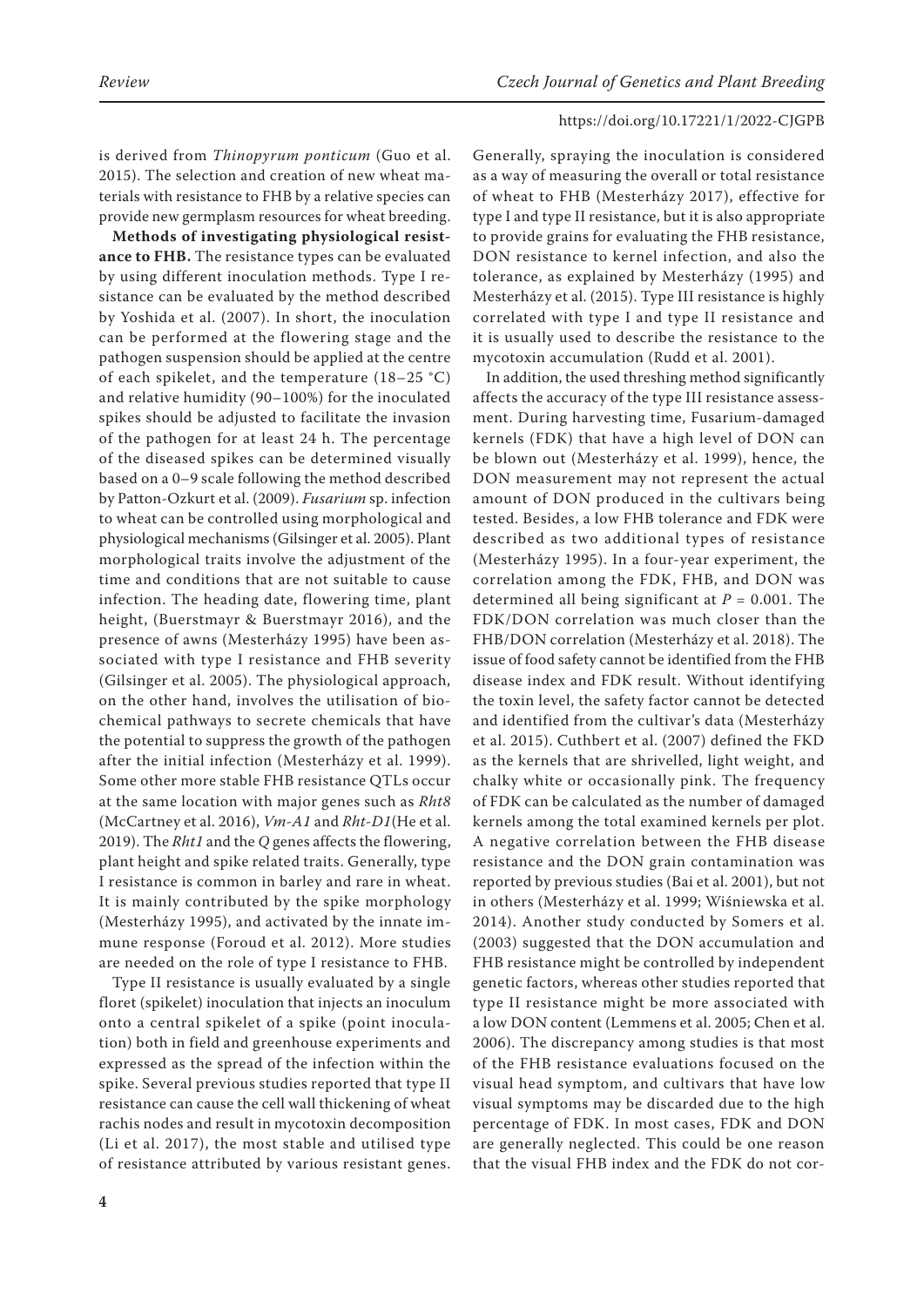is derived from *Thinopyrum ponticum* (Guo et al. 2015). The selection and creation of new wheat materials with resistance to FHB by a relative species can provide new germplasm resources for wheat breeding.

**Methods of investigating physiological resistance to FHB.** The resistance types can be evaluated by using different inoculation methods. Type I resistance can be evaluated by the method described by Yoshida et al. (2007). In short, the inoculation can be performed at the flowering stage and the pathogen suspension should be applied at the centre of each spikelet, and the temperature (18–25 °C) and relative humidity (90–100%) for the inoculated spikes should be adjusted to facilitate the invasion of the pathogen for at least 24 h. The percentage of the diseased spikes can be determined visually based on a 0–9 scale following the method described by Patton-Ozkurt et al. (2009). *Fusarium* sp. infection to wheat can be controlled using morphological and physiological mechanisms (Gilsinger et al. 2005). Plant morphological traits involve the adjustment of the time and conditions that are not suitable to cause infection. The heading date, flowering time, plant height, (Buerstmayr & Buerstmayr 2016), and the presence of awns (Mesterházy 1995) have been associated with type I resistance and FHB severity (Gilsinger et al. 2005). The physiological approach, on the other hand, involves the utilisation of biochemical pathways to secrete chemicals that have the potential to suppress the growth of the pathogen after the initial infection (Mesterházy et al. 1999). Some other more stable FHB resistance QTLs occur at the same location with major genes such as *Rht8* (McCartney et al. 2016), *Vm-A1* and *Rht-D1*(He et al. 2019). The *Rht1* and the *Q* genes affects the flowering, plant height and spike related traits. Generally, type I resistance is common in barley and rare in wheat. It is mainly contributed by the spike morphology (Mesterházy 1995), and activated by the innate immune response (Foroud et al. 2012). More studies are needed on the role of type I resistance to FHB.

Type II resistance is usually evaluated by a single floret (spikelet) inoculation that injects an inoculum onto a central spikelet of a spike (point inoculation) both in field and greenhouse experiments and expressed as the spread of the infection within the spike. Several previous studies reported that type II resistance can cause the cell wall thickening of wheat rachis nodes and result in mycotoxin decomposition (Li et al. 2017), the most stable and utilised type of resistance attributed by various resistant genes. Generally, spraying the inoculation is considered as a way of measuring the overall or total resistance of wheat to FHB (Mesterházy 2017), effective for type I and type II resistance, but it is also appropriate to provide grains for evaluating the FHB resistance, DON resistance to kernel infection, and also the tolerance, as explained by Mesterházy (1995) and Mesterházy et al. (2015). Type III resistance is highly correlated with type I and type II resistance and it is usually used to describe the resistance to the mycotoxin accumulation (Rudd et al. 2001).

In addition, the used threshing method significantly affects the accuracy of the type III resistance assessment. During harvesting time, Fusarium-damaged kernels (FDK) that have a high level of DON can be blown out (Mesterházy et al. 1999), hence, the DON measurement may not represent the actual amount of DON produced in the cultivars being tested. Besides, a low FHB tolerance and FDK were described as two additional types of resistance (Mesterházy 1995). In a four-year experiment, the correlation among the FDK, FHB, and DON was determined all being significant at $P = 0.001$. The FDK/DON correlation was much closer than the FHB/DON correlation (Mesterházy et al. 2018). The issue of food safety cannot be identified from the FHB disease index and FDK result. Without identifying the toxin level, the safety factor cannot be detected and identified from the cultivar's data (Mesterházy et al. 2015). Cuthbert et al. (2007) defined the FKD as the kernels that are shrivelled, light weight, and chalky white or occasionally pink. The frequency of FDK can be calculated as the number of damaged kernels among the total examined kernels per plot. A negative correlation between the FHB disease resistance and the DON grain contamination was reported by previous studies (Bai et al. 2001), but not in others (Mesterházy et al. 1999; Wiśniewska et al. 2014). Another study conducted by Somers et al. (2003) suggested that the DON accumulation and FHB resistance might be controlled by independent genetic factors, whereas other studies reported that type II resistance might be more associated with a low DON content (Lemmens et al. 2005; Chen et al. 2006). The discrepancy among studies is that most of the FHB resistance evaluations focused on the visual head symptom, and cultivars that have low visual symptoms may be discarded due to the high percentage of FDK. In most cases, FDK and DON are generally neglected. This could be one reason that the visual FHB index and the FDK do not cor-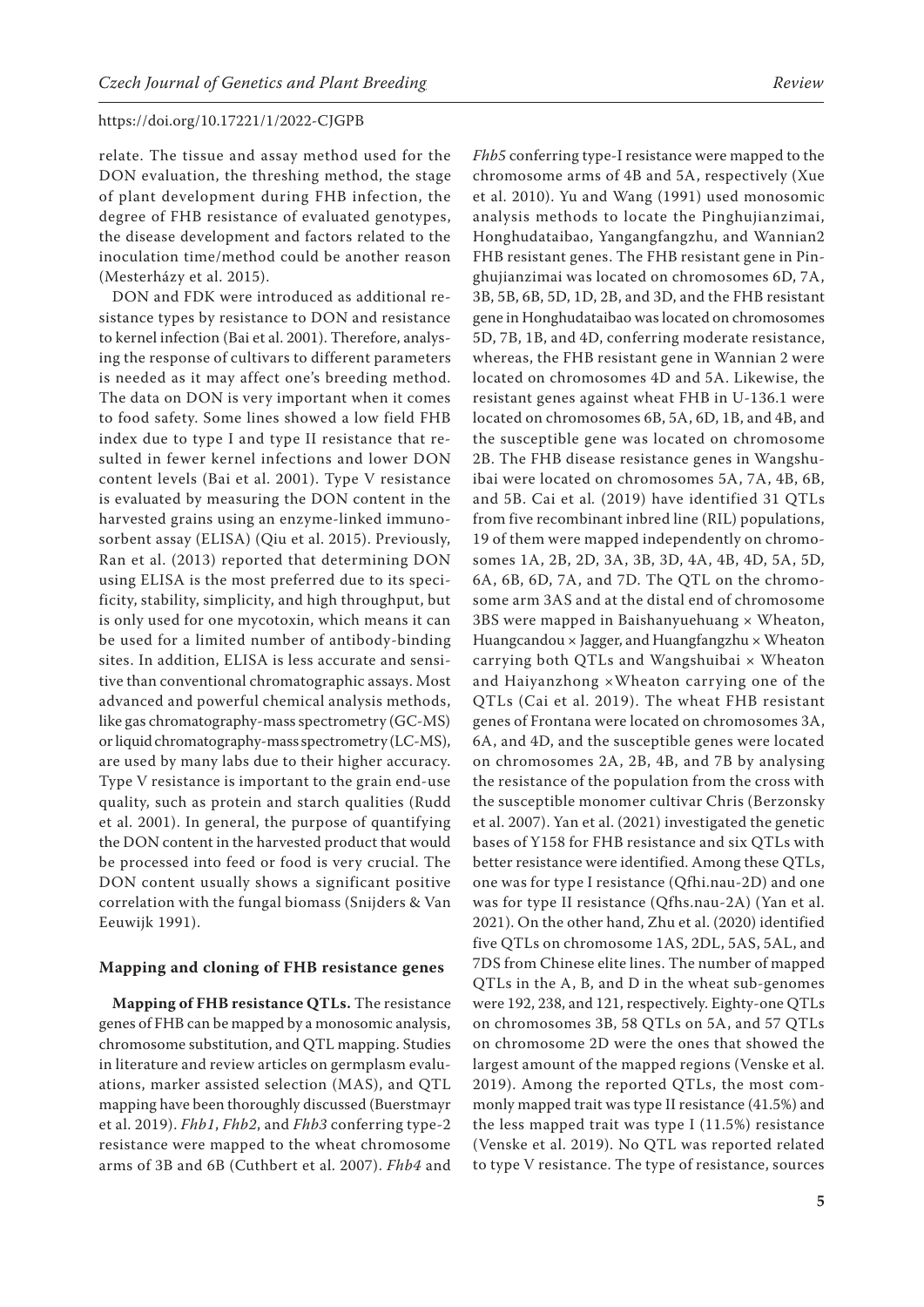relate. The tissue and assay method used for the DON evaluation, the threshing method, the stage of plant development during FHB infection, the degree of FHB resistance of evaluated genotypes, the disease development and factors related to the inoculation time/method could be another reason (Mesterházy et al. 2015).

DON and FDK were introduced as additional resistance types by resistance to DON and resistance to kernel infection (Bai et al. 2001). Therefore, analysing the response of cultivars to different parameters is needed as it may affect one's breeding method. The data on DON is very important when it comes to food safety. Some lines showed a low field FHB index due to type I and type II resistance that resulted in fewer kernel infections and lower DON content levels (Bai et al. 2001). Type V resistance is evaluated by measuring the DON content in the harvested grains using an enzyme-linked immunosorbent assay (ELISA) (Qiu et al. 2015). Previously, Ran et al. (2013) reported that determining DON using ELISA is the most preferred due to its specificity, stability, simplicity, and high throughput, but is only used for one mycotoxin, which means it can be used for a limited number of antibody-binding sites. In addition, ELISA is less accurate and sensitive than conventional chromatographic assays. Most advanced and powerful chemical analysis methods, like gas chromatography-mass spectrometry (GC-MS) or liquid chromatography-mass spectrometry (LC-MS), are used by many labs due to their higher accuracy. Type V resistance is important to the grain end-use quality, such as protein and starch qualities (Rudd et al. 2001). In general, the purpose of quantifying the DON content in the harvested product that would be processed into feed or food is very crucial. The DON content usually shows a significant positive correlation with the fungal biomass (Snijders & Van Eeuwijk 1991).

## Mapping and cloning of FHB resistance genes

**Mapping of FHB resistance QTLs.** The resistance genes of FHB can be mapped by a monosomic analysis, chromosome substitution, and QTL mapping. Studies in literature and review articles on germplasm evaluations, marker assisted selection (MAS), and QTL mapping have been thoroughly discussed (Buerstmayr et al. 2019). *Fhb1*, *Fhb2*, and *Fhb3* conferring type-2 resistance were mapped to the wheat chromosome arms of 3B and 6B (Cuthbert et al. 2007). *Fhb4* and *Fhb5* conferring type-I resistance were mapped to the chromosome arms of 4B and 5A, respectively (Xue et al. 2010). Yu and Wang (1991) used monosomic analysis methods to locate the Pinghujianzimai, Honghudataibao, Yangangfangzhu, and Wannian2 FHB resistant genes. The FHB resistant gene in Pinghujianzimai was located on chromosomes 6D, 7A, 3B, 5B, 6B, 5D, 1D, 2B, and 3D, and the FHB resistant gene in Honghudataibao was located on chromosomes 5D, 7B, 1B, and 4D, conferring moderate resistance, whereas, the FHB resistant gene in Wannian 2 were located on chromosomes 4D and 5A. Likewise, the resistant genes against wheat FHB in U-136.1 were located on chromosomes 6B, 5A, 6D, 1B, and 4B, and the susceptible gene was located on chromosome 2B. The FHB disease resistance genes in Wangshuibai were located on chromosomes 5A, 7A, 4B, 6B, and 5B. Cai et al. (2019) have identified 31 QTLs from five recombinant inbred line (RIL) populations, 19 of them were mapped independently on chromosomes 1A, 2B, 2D, 3A, 3B, 3D, 4A, 4B, 4D, 5A, 5D, 6A, 6B, 6D, 7A, and 7D. The QTL on the chromosome arm 3AS and at the distal end of chromosome 3BS were mapped in Baishanyuehuang × Wheaton, Huangcandou × Jagger, and Huangfangzhu × Wheaton carrying both QTLs and Wangshuibai × Wheaton and Haiyanzhong ×Wheaton carrying one of the QTLs (Cai et al. 2019). The wheat FHB resistant genes of Frontana were located on chromosomes 3A, 6A, and 4D, and the susceptible genes were located on chromosomes 2A, 2B, 4B, and 7B by analysing the resistance of the population from the cross with the susceptible monomer cultivar Chris (Berzonsky et al. 2007). Yan et al. (2021) investigated the genetic bases of Y158 for FHB resistance and six QTLs with better resistance were identified. Among these QTLs, one was for type I resistance (Qfhi.nau-2D) and one was for type II resistance (Qfhs.nau-2A) (Yan et al. 2021). On the other hand, Zhu et al. (2020) identified five QTLs on chromosome 1AS, 2DL, 5AS, 5AL, and 7DS from Chinese elite lines. The number of mapped QTLs in the A, B, and D in the wheat sub-genomes were 192, 238, and 121, respectively. Eighty-one QTLs on chromosomes 3B, 58 QTLs on 5A, and 57 QTLs on chromosome 2D were the ones that showed the largest amount of the mapped regions (Venske et al. 2019). Among the reported QTLs, the most commonly mapped trait was type II resistance (41.5%) and the less mapped trait was type I (11.5%) resistance (Venske et al. 2019). No QTL was reported related to type V resistance. The type of resistance, sources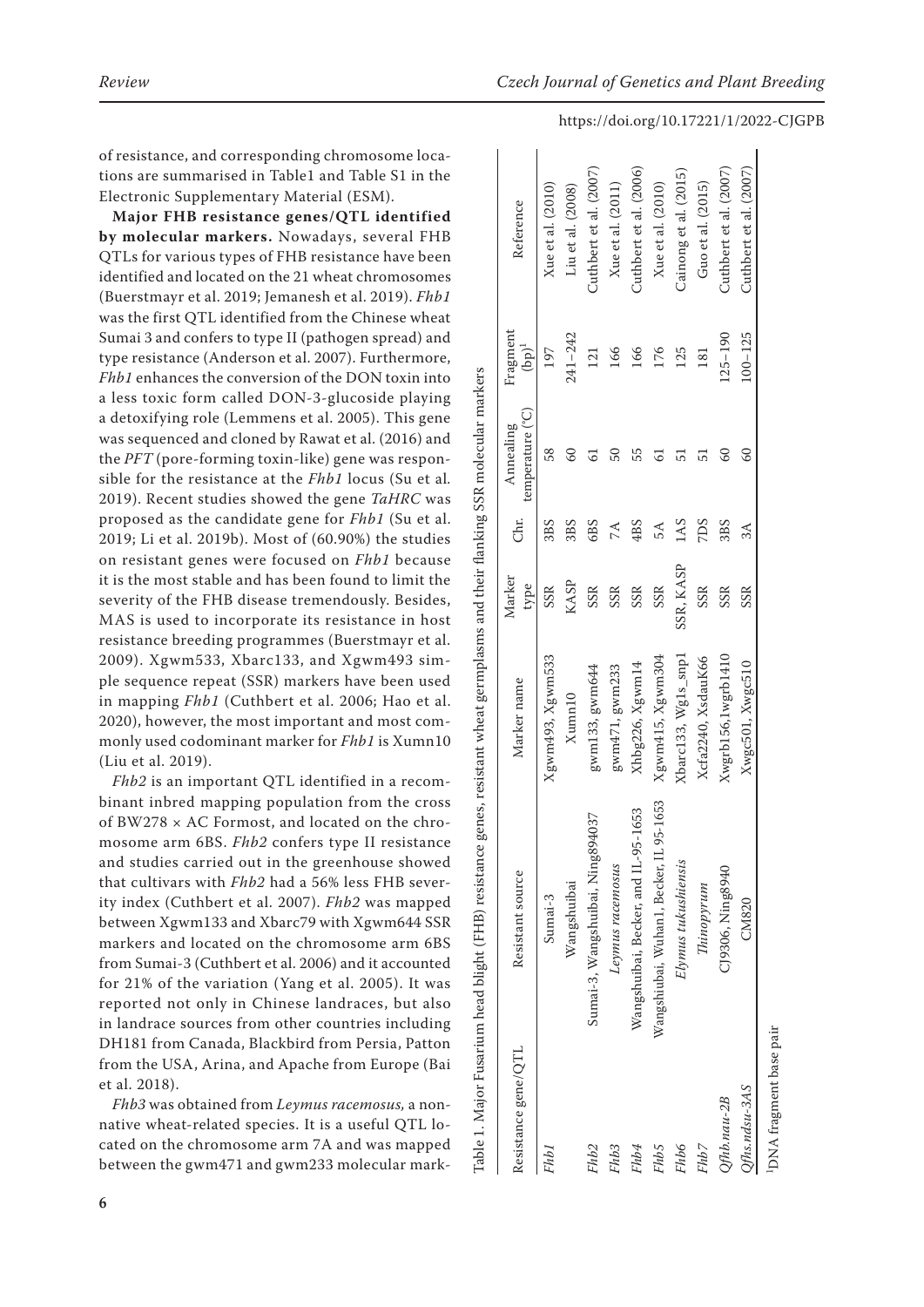of resistance, and corresponding chromosome locations are summarised in Table1 and Table S1 in the Electronic Supplementary Material (ESM).

**Major FHB resistance genes/QTL identified by molecular markers.** Nowadays, several FHB QTLs for various types of FHB resistance have been identified and located on the 21 wheat chromosomes (Buerstmayr et al. 2019; Jemanesh et al. 2019). *Fhb1* was the first QTL identified from the Chinese wheat Sumai 3 and confers to type II (pathogen spread) and type resistance (Anderson et al. 2007). Furthermore, *Fhb1* enhances the conversion of the DON toxin into a less toxic form called DON-3-glucoside playing a detoxifying role (Lemmens et al. 2005). This gene was sequenced and cloned by Rawat et al. (2016) and the *PFT* (pore-forming toxin-like) gene was responsible for the resistance at the *Fhb1* locus (Su et al. 2019). Recent studies showed the gene *TaHRC* was proposed as the candidate gene for *Fhb1* (Su et al. 2019; Li et al. 2019b). Most of (60.90%) the studies on resistant genes were focused on *Fhb1* because it is the most stable and has been found to limit the severity of the FHB disease tremendously. Besides, MAS is used to incorporate its resistance in host resistance breeding programmes (Buerstmayr et al. 2009). Xgwm533, Xbarc133, and Xgwm493 simple sequence repeat (SSR) markers have been used in mapping *Fhb1* (Cuthbert et al. 2006; Hao et al. 2020), however, the most important and most commonly used codominant marker for *Fhb1* is Xumn10 (Liu et al. 2019).

*Fhb2* is an important QTL identified in a recombinant inbred mapping population from the cross of BW278 × AC Formost, and located on the chromosome arm 6BS. *Fhb2* confers type II resistance and studies carried out in the greenhouse showed that cultivars with *Fhb2* had a 56% less FHB severity index (Cuthbert et al. 2007). *Fhb2* was mapped between Xgwm133 and Xbarc79 with Xgwm644 SSR markers and located on the chromosome arm 6BS from Sumai-3 (Cuthbert et al. 2006) and it accounted for 21% of the variation (Yang et al. 2005). It was reported not only in Chinese landraces, but also in landrace sources from other countries including DH181 from Canada, Blackbird from Persia, Patton from the USA, Arina, and Apache from Europe (Bai et al. 2018).

*Fhb3* was obtained from *Leymus racemosus,* a non-native wheat-related species. It is a useful QTL located on the chromosome arm 7A and was mapped between the gwm471 and gwm233 molecular mark-

Table 1. Major Fusarium head blight (FHB) resistance genes, resistant wheat germplasms and their flanking SSR molecular markers

| Resistance gene/QTL | Resistant source | Marker name | Marker type | Chr. | Annealing temperature (°C) | Fragment (bp)[1] | Reference |
|---|---|---|---|---|---|---|---|
| *Fhb1* | Sumai-3 | Xgwm493, Xgwm533 | SSR | 3BS | 58 | 197 | Xue et al. (2010) |
| *Fhb1* | Wangshuibai | Xumn10 | KASP | 3BS | 60 | 241–242 | Liu et al. (2008) |
| *Fhb2* | Sumai-3, Wangshuibai, Ning894037 | gwm133, gwm644 | SSR | 6BS | 61 | 121 | Cuthbert et al. (2007) |
| *Fhb3* | *Leymus racemosus* | gwm471, gwm233 | SSR | 7A | 50 | 166 | Xue et al. (2011) |
| *Fhb4* | Wangshuibai, Becker, and IL-95-1653 | Xhbg226, Xgwm14 | SSR | 4BS | 55 | 166 | Cuthbert et al. (2006) |
| *Fhb5* | Wangshiubai, Wuhan1, Becker, IL 95-1653 | Xgwm415, Xgwm304 | SSR | 5A | 61 | 176 | Xue et al. (2010) |
| *Fhb6* | *Elymus tukushiensis* | Xbarc133, Wg1s_snp1 | SSR, KASP | 1AS | 51 | 125 | Cainong et al. (2015) |
| *Fhb7* | *Thinopyrum* | Xcfa2240, XsdauK66 | SSR | 7DS | 51 | 181 | Guo et al. (2015) |
| *Qfhb.nau-2B* | CJ9306, Ning8940 | Xwgrb156,1wgrb1410 | SSR | 3BS | 60 | 125–190 | Cuthbert et al. (2007) |
| *Qfhs.ndsu-3AS* | CM820 | Xwgc501, Xwgc510 | SSR | 3A | 60 | 100–125 | Cuthbert et al. (2007) |

[1]DNA fragment base pair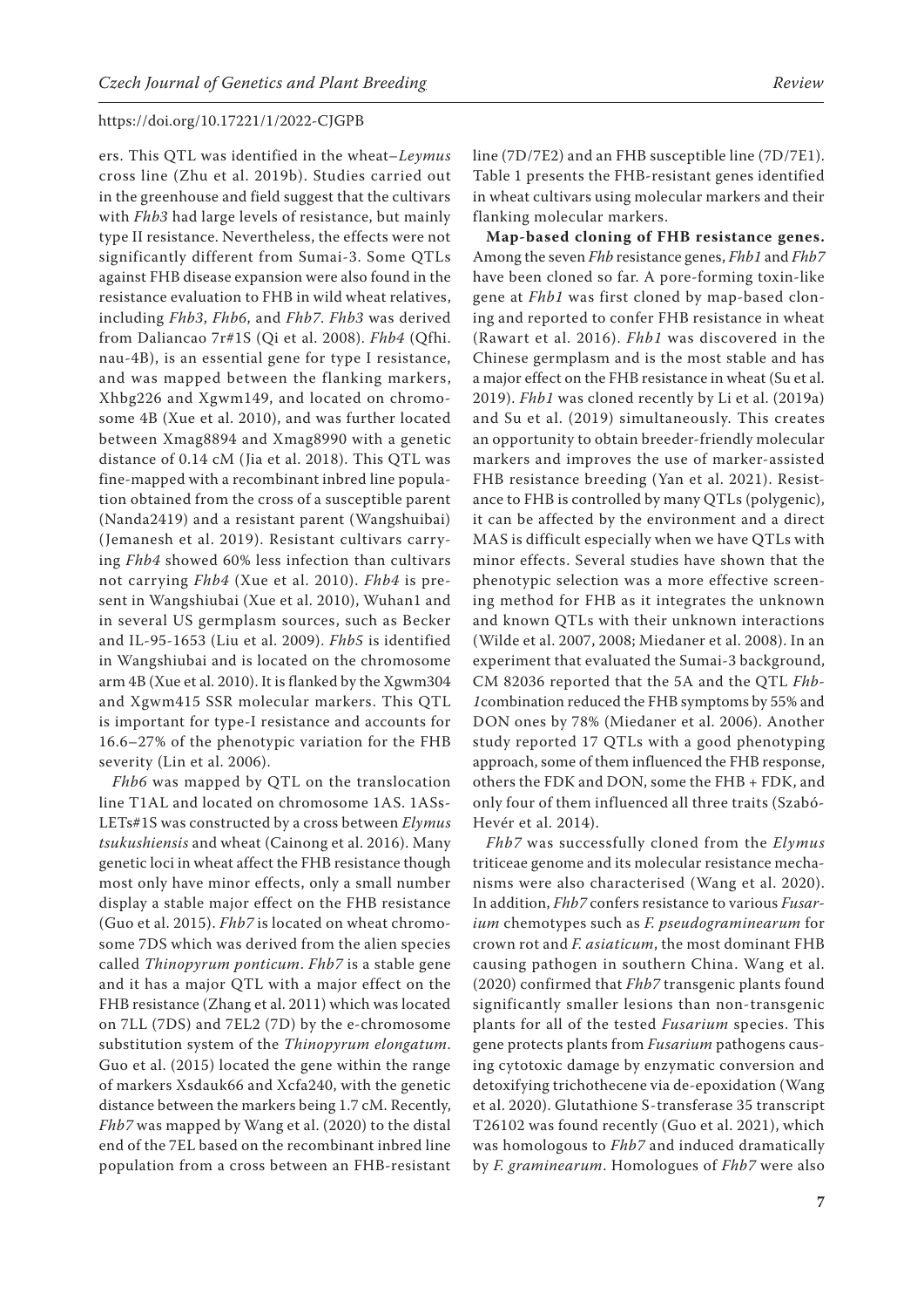ers. This QTL was identified in the wheat–*Leymus* cross line (Zhu et al. 2019b). Studies carried out in the greenhouse and field suggest that the cultivars with *Fhb3* had large levels of resistance, but mainly type II resistance. Nevertheless, the effects were not significantly different from Sumai-3. Some QTLs against FHB disease expansion were also found in the resistance evaluation to FHB in wild wheat relatives, including *Fhb3*, *Fhb6*, and *Fhb7*. *Fhb3* was derived from Daliancao 7r#1S (Qi et al. 2008). *Fhb4* (Qfhi.nau-4B), is an essential gene for type I resistance, and was mapped between the flanking markers, Xhbg226 and Xgwm149, and located on chromosome 4B (Xue et al. 2010), and was further located between Xmag8894 and Xmag8990 with a genetic distance of 0.14 cM (Jia et al. 2018). This QTL was fine-mapped with a recombinant inbred line population obtained from the cross of a susceptible parent (Nanda2419) and a resistant parent (Wangshuibai) (Jemanesh et al. 2019). Resistant cultivars carrying *Fhb4* showed 60% less infection than cultivars not carrying *Fhb4* (Xue et al. 2010). *Fhb4* is present in Wangshiubai (Xue et al. 2010), Wuhan1 and in several US germplasm sources, such as Becker and IL-95-1653 (Liu et al. 2009). *Fhb5* is identified in Wangshiubai and is located on the chromosome arm 4B (Xue et al. 2010). It is flanked by the Xgwm304 and Xgwm415 SSR molecular markers. This QTL is important for type-I resistance and accounts for 16.6–27% of the phenotypic variation for the FHB severity (Lin et al. 2006).

*Fhb6* was mapped by QTL on the translocation line T1AL and located on chromosome 1AS. 1ASs-LETs#1S was constructed by a cross between *Elymus tsukushiensis* and wheat (Cainong et al. 2016). Many genetic loci in wheat affect the FHB resistance though most only have minor effects, only a small number display a stable major effect on the FHB resistance (Guo et al. 2015). *Fhb7* is located on wheat chromosome 7DS which was derived from the alien species called *Thinopyrum ponticum*. *Fhb7* is a stable gene and it has a major QTL with a major effect on the FHB resistance (Zhang et al. 2011) which was located on 7LL (7DS) and 7EL2 (7D) by the e-chromosome substitution system of the *Thinopyrum elongatum*. Guo et al. (2015) located the gene within the range of markers Xsdauk66 and Xcfa240, with the genetic distance between the markers being 1.7 cM. Recently, *Fhb7* was mapped by Wang et al. (2020) to the distal end of the 7EL based on the recombinant inbred line population from a cross between an FHB-resistant line (7D/7E2) and an FHB susceptible line (7D/7E1). Table 1 presents the FHB-resistant genes identified in wheat cultivars using molecular markers and their flanking molecular markers.

**Map-based cloning of FHB resistance genes.** Among the seven *Fhb* resistance genes, *Fhb1* and *Fhb7* have been cloned so far. A pore-forming toxin-like gene at *Fhb1* was first cloned by map-based cloning and reported to confer FHB resistance in wheat (Rawart et al. 2016). *Fhb1* was discovered in the Chinese germplasm and is the most stable and has a major effect on the FHB resistance in wheat (Su et al. 2019). *Fhb1* was cloned recently by Li et al. (2019a) and Su et al. (2019) simultaneously. This creates an opportunity to obtain breeder-friendly molecular markers and improves the use of marker-assisted FHB resistance breeding (Yan et al. 2021). Resistance to FHB is controlled by many QTLs (polygenic), it can be affected by the environment and a direct MAS is difficult especially when we have QTLs with minor effects. Several studies have shown that the phenotypic selection was a more effective screening method for FHB as it integrates the unknown and known QTLs with their unknown interactions (Wilde et al. 2007, 2008; Miedaner et al. 2008). In an experiment that evaluated the Sumai-3 background, CM 82036 reported that the 5A and the QTL *Fhb-1*combination reduced the FHB symptoms by 55% and DON ones by 78% (Miedaner et al. 2006). Another study reported 17 QTLs with a good phenotyping approach, some of them influenced the FHB response, others the FDK and DON, some the FHB + FDK, and only four of them influenced all three traits (Szabó-Hevér et al. 2014).

*Fhb7* was successfully cloned from the *Elymus* triticeae genome and its molecular resistance mechanisms were also characterised (Wang et al. 2020). In addition, *Fhb7* confers resistance to various *Fusarium* chemotypes such as *F. pseudograminearum* for crown rot and *F. asiaticum*, the most dominant FHB causing pathogen in southern China. Wang et al. (2020) confirmed that *Fhb7* transgenic plants found significantly smaller lesions than non-transgenic plants for all of the tested *Fusarium* species. This gene protects plants from *Fusarium* pathogens causing cytotoxic damage by enzymatic conversion and detoxifying trichothecene via de-epoxidation (Wang et al. 2020). Glutathione S-transferase 35 transcript T26102 was found recently (Guo et al. 2021), which was homologous to *Fhb7* and induced dramatically by *F. graminearum*. Homologues of *Fhb7* were also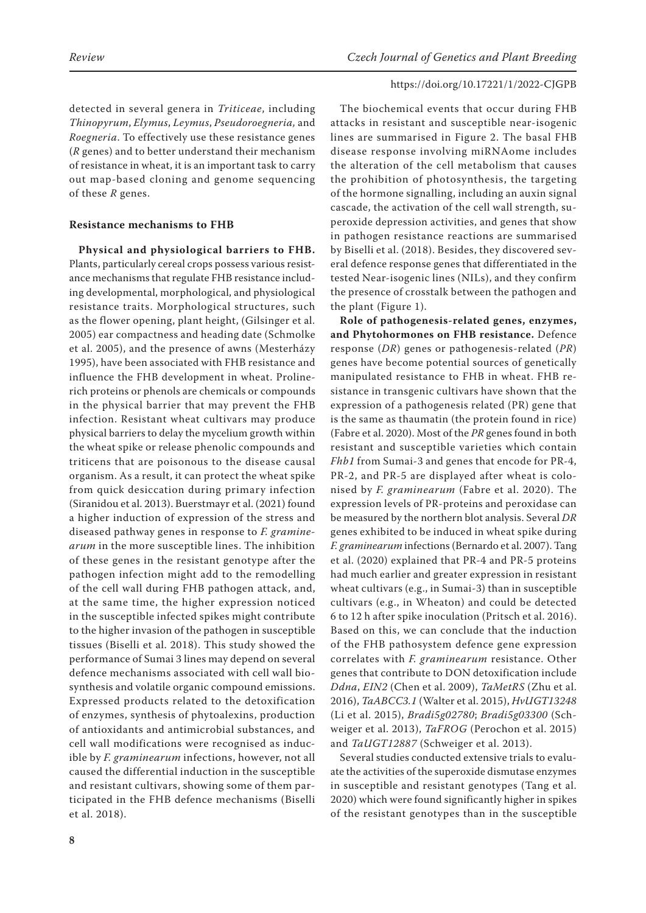detected in several genera in *Triticeae*, including *Thinopyrum*, *Elymus*, *Leymus*, *Pseudoroegneria,* and *Roegneria*. To effectively use these resistance genes (*R* genes) and to better understand their mechanism of resistance in wheat, it is an important task to carry out map-based cloning and genome sequencing of these *R* genes.

## Resistance mechanisms to FHB

**Physical and physiological barriers to FHB.** Plants, particularly cereal crops possess various resistance mechanisms that regulate FHB resistance including developmental, morphological, and physiological resistance traits. Morphological structures, such as the flower opening, plant height, (Gilsinger et al. 2005) ear compactness and heading date (Schmolke et al. 2005), and the presence of awns (Mesterházy 1995), have been associated with FHB resistance and influence the FHB development in wheat. Proline-rich proteins or phenols are chemicals or compounds in the physical barrier that may prevent the FHB infection. Resistant wheat cultivars may produce physical barriers to delay the mycelium growth within the wheat spike or release phenolic compounds and triticens that are poisonous to the disease causal organism. As a result, it can protect the wheat spike from quick desiccation during primary infection (Siranidou et al. 2013). Buerstmayr et al. (2021) found a higher induction of expression of the stress and diseased pathway genes in response to *F. graminearum* in the more susceptible lines. The inhibition of these genes in the resistant genotype after the pathogen infection might add to the remodelling of the cell wall during FHB pathogen attack, and, at the same time, the higher expression noticed in the susceptible infected spikes might contribute to the higher invasion of the pathogen in susceptible tissues (Biselli et al. 2018). This study showed the performance of Sumai 3 lines may depend on several defence mechanisms associated with cell wall biosynthesis and volatile organic compound emissions. Expressed products related to the detoxification of enzymes, synthesis of phytoalexins, production of antioxidants and antimicrobial substances, and cell wall modifications were recognised as inducible by *F. graminearum* infections, however, not all caused the differential induction in the susceptible and resistant cultivars, showing some of them participated in the FHB defence mechanisms (Biselli et al. 2018).

The biochemical events that occur during FHB attacks in resistant and susceptible near-isogenic lines are summarised in Figure 2. The basal FHB disease response involving miRNAome includes the alteration of the cell metabolism that causes the prohibition of photosynthesis, the targeting of the hormone signalling, including an auxin signal cascade, the activation of the cell wall strength, superoxide depression activities, and genes that show in pathogen resistance reactions are summarised by Biselli et al. (2018). Besides, they discovered several defence response genes that differentiated in the tested Near-isogenic lines (NILs), and they confirm the presence of crosstalk between the pathogen and the plant (Figure 1).

**Role of pathogenesis-related genes, enzymes, and Phytohormones on FHB resistance.** Defence response (*DR*) genes or pathogenesis-related (*PR*) genes have become potential sources of genetically manipulated resistance to FHB in wheat. FHB resistance in transgenic cultivars have shown that the expression of a pathogenesis related (PR) gene that is the same as thaumatin (the protein found in rice) (Fabre et al. 2020). Most of the *PR* genes found in both resistant and susceptible varieties which contain *Fhb1* from Sumai-3 and genes that encode for PR-4, PR-2, and PR-5 are displayed after wheat is colonised by *F. graminearum* (Fabre et al. 2020). The expression levels of PR-proteins and peroxidase can be measured by the northern blot analysis. Several *DR* genes exhibited to be induced in wheat spike during *F. graminearum* infections (Bernardo et al. 2007). Tang et al. (2020) explained that PR-4 and PR-5 proteins had much earlier and greater expression in resistant wheat cultivars (e.g., in Sumai-3) than in susceptible cultivars (e.g., in Wheaton) and could be detected 6 to 12 h after spike inoculation (Pritsch et al. 2016). Based on this, we can conclude that the induction of the FHB pathosystem defence gene expression correlates with *F. graminearum* resistance. Other genes that contribute to DON detoxification include *Ddna*, *EIN2* (Chen et al. 2009), *TaMetRS* (Zhu et al. 2016), *TaABCC3.1* (Walter et al. 2015), *HvUGT13248* (Li et al. 2015), *Bradi5g02780*; *Bradi5g03300* (Schweiger et al. 2013), *TaFROG* (Perochon et al. 2015) and *TaUGT12887* (Schweiger et al. 2013).

Several studies conducted extensive trials to evaluate the activities of the superoxide dismutase enzymes in susceptible and resistant genotypes (Tang et al. 2020) which were found significantly higher in spikes of the resistant genotypes than in the susceptible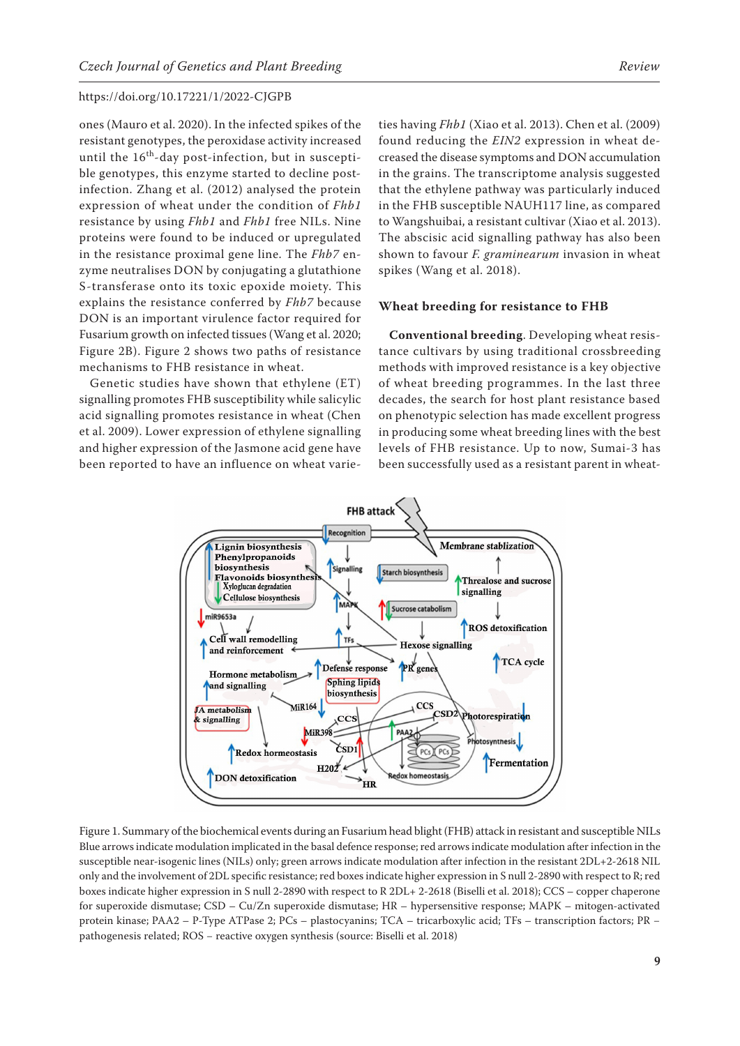ones (Mauro et al. 2020). In the infected spikes of the resistant genotypes, the peroxidase activity increased until the 16th-day post-infection, but in susceptible genotypes, this enzyme started to decline post-infection. Zhang et al. (2012) analysed the protein expression of wheat under the condition of *Fhb1* resistance by using *Fhb1* and *Fhb1* free NILs. Nine proteins were found to be induced or upregulated in the resistance proximal gene line. The *Fhb7* enzyme neutralises DON by conjugating a glutathione S-transferase onto its toxic epoxide moiety. This explains the resistance conferred by *Fhb7* because DON is an important virulence factor required for Fusarium growth on infected tissues (Wang et al. 2020; Figure 2B). Figure 2 shows two paths of resistance mechanisms to FHB resistance in wheat.

Genetic studies have shown that ethylene (ET) signalling promotes FHB susceptibility while salicylic acid signalling promotes resistance in wheat (Chen et al. 2009). Lower expression of ethylene signalling and higher expression of the Jasmone acid gene have been reported to have an influence on wheat varieties having *Fhb1* (Xiao et al. 2013). Chen et al. (2009) found reducing the *EIN2* expression in wheat decreased the disease symptoms and DON accumulation in the grains. The transcriptome analysis suggested that the ethylene pathway was particularly induced in the FHB susceptible NAUH117 line, as compared to Wangshuibai, a resistant cultivar (Xiao et al. 2013). The abscisic acid signalling pathway has also been shown to favour *F. graminearum* invasion in wheat spikes (Wang et al. 2018).

## Wheat breeding for resistance to FHB

**Conventional breeding**. Developing wheat resistance cultivars by using traditional crossbreeding methods with improved resistance is a key objective of wheat breeding programmes. In the last three decades, the search for host plant resistance based on phenotypic selection has made excellent progress in producing some wheat breeding lines with the best levels of FHB resistance. Up to now, Sumai-3 has been successfully used as a resistant parent in wheat-

Figure 1. Summary of the biochemical events during an Fusarium head blight (FHB) attack in resistant and susceptible NILs Blue arrows indicate modulation implicated in the basal defence response; red arrows indicate modulation after infection in the susceptible near-isogenic lines (NILs) only; green arrows indicate modulation after infection in the resistant 2DL+2-2618 NIL only and the involvement of 2DL specific resistance; red boxes indicate higher expression in S null 2-2890 with respect to R; red boxes indicate higher expression in S null 2-2890 with respect to R 2DL+ 2-2618 (Biselli et al. 2018); CCS – copper chaperone for superoxide dismutase; CSD – Cu/Zn superoxide dismutase; HR – hypersensitive response; MAPK – mitogen-activated protein kinase; PAA2 – P-Type ATPase 2; PCs – plastocyanins; TCA – tricarboxylic acid; TFs – transcription factors; PR – pathogenesis related; ROS – reactive oxygen synthesis (source: Biselli et al. 2018)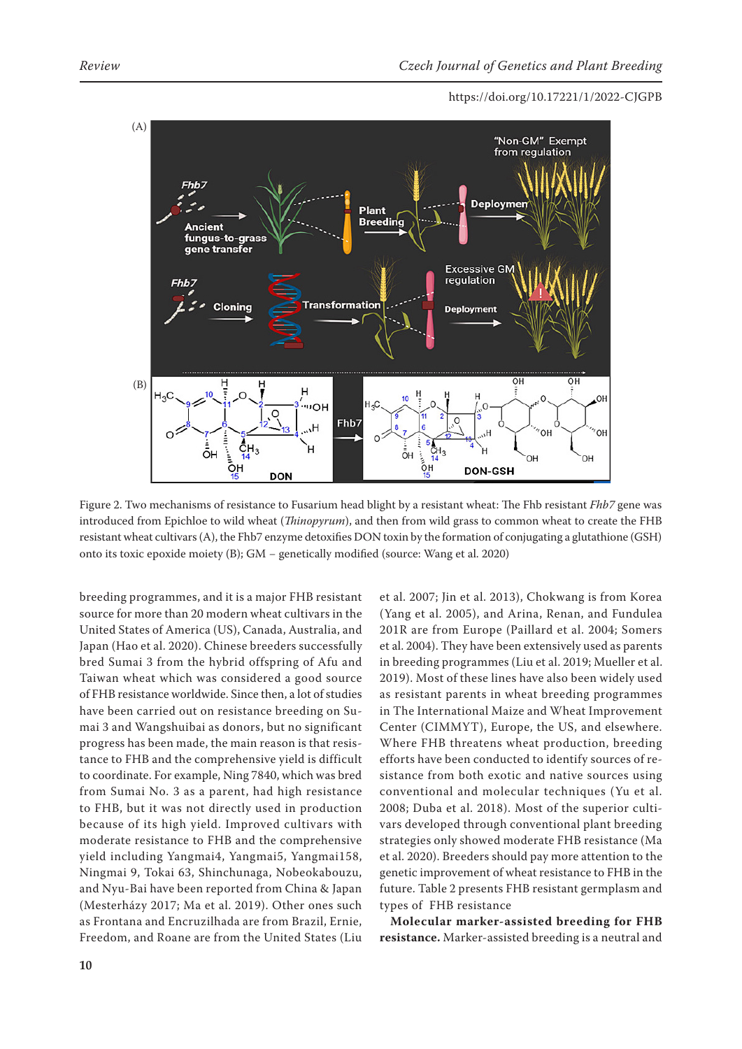Figure 2. Two mechanisms of resistance to Fusarium head blight by a resistant wheat: The Fhb resistant *Fhb7* gene was introduced from Epichloe to wild wheat (*Thinopyrum*), and then from wild grass to common wheat to create the FHB resistant wheat cultivars (A), the Fhb7 enzyme detoxifies DON toxin by the formation of conjugating a glutathione (GSH) onto its toxic epoxide moiety (B); GM – genetically modified (source: Wang et al. 2020)

breeding programmes, and it is a major FHB resistant source for more than 20 modern wheat cultivars in the United States of America (US), Canada, Australia, and Japan (Hao et al. 2020). Chinese breeders successfully bred Sumai 3 from the hybrid offspring of Afu and Taiwan wheat which was considered a good source of FHB resistance worldwide. Since then, a lot of studies have been carried out on resistance breeding on Sumai 3 and Wangshuibai as donors, but no significant progress has been made, the main reason is that resistance to FHB and the comprehensive yield is difficult to coordinate. For example, Ning 7840, which was bred from Sumai No. 3 as a parent, had high resistance to FHB, but it was not directly used in production because of its high yield. Improved cultivars with moderate resistance to FHB and the comprehensive yield including Yangmai4, Yangmai5, Yangmai158, Ningmai 9, Tokai 63, Shinchunaga, Nobeokabouzu, and Nyu-Bai have been reported from China & Japan (Mesterházy 2017; Ma et al. 2019). Other ones such as Frontana and Encruzilhada are from Brazil, Ernie, Freedom, and Roane are from the United States (Liu et al. 2007; Jin et al. 2013), Chokwang is from Korea (Yang et al. 2005), and Arina, Renan, and Fundulea 201R are from Europe (Paillard et al. 2004; Somers et al. 2004). They have been extensively used as parents in breeding programmes (Liu et al. 2019; Mueller et al. 2019). Most of these lines have also been widely used as resistant parents in wheat breeding programmes in The International Maize and Wheat Improvement Center (CIMMYT), Europe, the US, and elsewhere. Where FHB threatens wheat production, breeding efforts have been conducted to identify sources of resistance from both exotic and native sources using conventional and molecular techniques (Yu et al. 2008; Duba et al. 2018). Most of the superior cultivars developed through conventional plant breeding strategies only showed moderate FHB resistance (Ma et al. 2020). Breeders should pay more attention to the genetic improvement of wheat resistance to FHB in the future. Table 2 presents FHB resistant germplasm and types of FHB resistance

**Molecular marker-assisted breeding for FHB resistance.** Marker-assisted breeding is a neutral and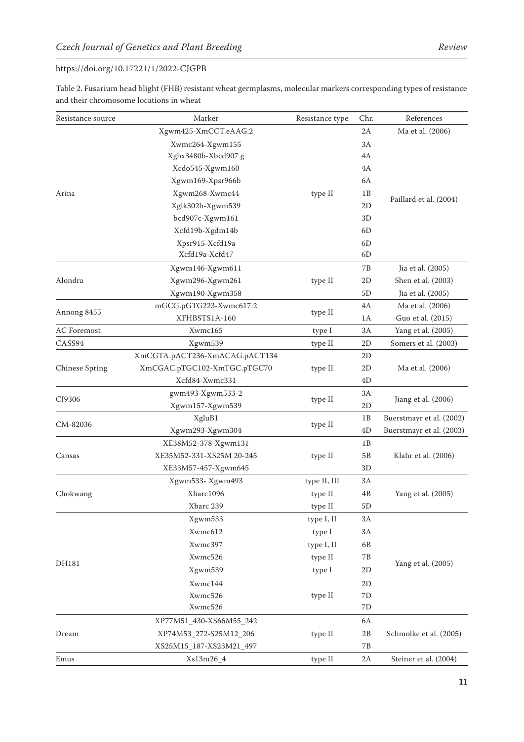https://doi.org/10.17221/1/2022-CJGPB

Table 2. Fusarium head blight (FHB) resistant wheat germplasms, molecular markers corresponding types of resistance and their chromosome locations in wheat

| Resistance source | Marker | Resistance type | Chr. | References |
|---|---|---|---|---|
| Arina | Xgwm425-XmCCT.eAAG.2 | type II | 2A | Ma et al. (2006) |
| | Xwmc264-Xgwm155 | | 3A | Paillard et al. (2004) |
| | Xgbx3480b-Xbcd907 g | | 4A | |
| | Xcdo545-Xgwm160 | | 4A | |
| | Xgwm169-Xpsr966b | | 6A | |
| | Xgwm268-Xwmc44 | | 1B | |
| | Xglk302b-Xgwm539 | | 2D | |
| | bcd907c-Xgwm161 | | 3D | |
| | Xcfd19b-Xgdm14b | | 6D | |
| | Xpsr915-Xcfd19a | | 6D | |
| | Xcfd19a-Xcfd47 | | 6D | |
| Alondra | Xgwm146-Xgwm611 | type II | 7B | Jia et al. (2005) |
| | Xgwm296-Xgwm261 | | 2D | Shen et al. (2003) |
| | Xgwm190-Xgwm358 | | 5D | Jia et al. (2005) |
| Annong 8455 | mGCG.pGTG223-Xwmc617.2 | type II | 4A | Ma et al. (2006) |
| | XFHBSTS1A-160 | | 1A | Guo et al. (2015) |
| AC Foremost | Xwmc165 | type I | 3A | Yang et al. (2005) |
| CASS94 | Xgwm539 | type II | 2D | Somers et al. (2003) |
| Chinese Spring | XmCGTA.pACT236-XmACAG.pACT134 | type II | 2D | Ma et al. (2006) |
| | XmCGAC.pTGC102-XmTGC.pTGC70 | | 2D | |
| | Xcfd84-Xwmc331 | | 4D | |
| CJ9306 | gwm493-Xgwm533-2 | type II | 3A | Jiang et al. (2006) |
| | Xgwm157-Xgwm539 | | 2D | |
| CM-82036 | XgluB1 | type II | 1B | Buerstmayr et al. (2002) |
| | Xgwm293-Xgwm304 | | 4D | Buerstmayr et al. (2003) |
| Cansas | XE38M52-378-Xgwm131 | type II | 1B | Klahr et al. (2006) |
| | XE35M52-331-XS25M 20-245 | | 5B | |
| | XE33M57-457-Xgwm645 | | 3D | |
| Chokwang | Xgwm533- Xgwm493 | type II, III | 3A | Yang et al. (2005) |
| | Xbarc1096 | type II | 4B | |
| | Xbarc 239 | type II | 5D | |
| DH181 | Xgwm533 | type I, II | 3A | Yang et al. (2005) |
| | Xwmc612 | type I | 3A | |
| | Xwmc397 | type I, II | 6B | |
| | Xwmc526 | type II | 7B | |
| | Xgwm539 | type I | 2D | |
| | Xwmc144 | type II | 2D | |
| | Xwmc526 | | 7D | |
| | Xwmc526 | | 7D | |
| Dream | XP77M51_430-XS66M55_242 | type II | 6A | Schmolke et al. (2005) |
| | XP74M53_272-S25M12_206 | | 2B | |
| | XS25M15_187-XS23M21_497 | | 7B | |
| Emus | Xs13m26_4 | type II | 2A | Steiner et al. (2004) |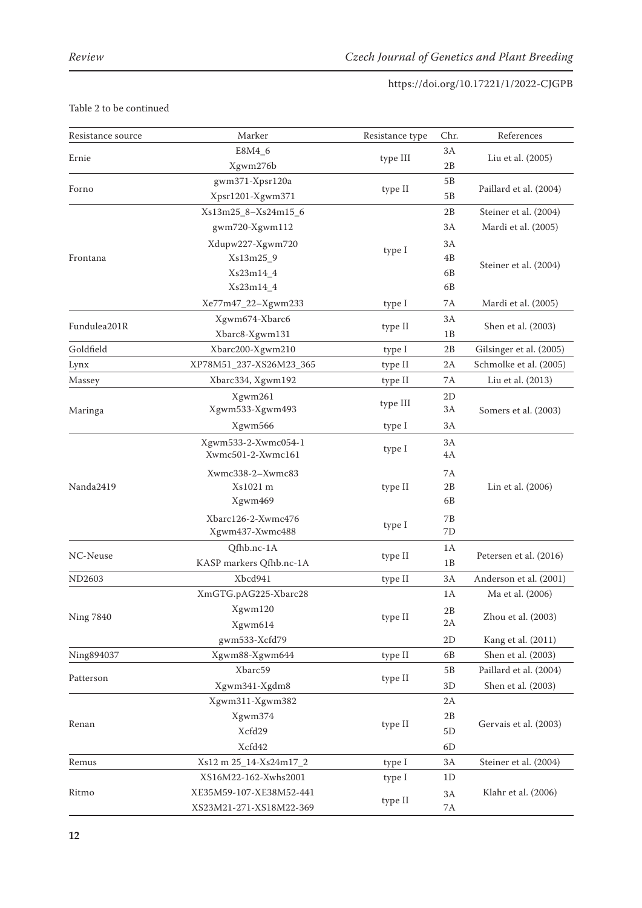Table 2 to be continued

| Resistance source | Marker | Resistance type | Chr. | References |
|---|---|---|---|---|
| Ernie | E8M4_6 | type III | 3A | Liu et al. (2005) |
| | Xgwm276b | | 2B | |
| Forno | gwm371-Xpsr120a | type II | 5B | Paillard et al. (2004) |
| | Xpsr1201-Xgwm371 | | 5B | |
| Frontana | Xs13m25_8–Xs24m15_6 | type I | 2B | Steiner et al. (2004) |
| | gwm720-Xgwm112 | | 3A | Mardi et al. (2005) |
| | Xdupw227-Xgwm720 | | 3A | Steiner et al. (2004) |
| | Xs13m25_9 | | 4B | |
| | Xs23m14_4 | | 6B | |
| | Xs23m14_4 | | 6B | |
| | Xe77m47_22–Xgwm233 | type I | 7A | Mardi et al. (2005) |
| Fundulea201R | Xgwm674-Xbarc6 | type II | 3A | Shen et al. (2003) |
| | Xbarc8-Xgwm131 | | 1B | |
| Goldfield | Xbarc200-Xgwm210 | type I | 2B | Gilsinger et al. (2005) |
| Lynx | XP78M51_237-XS26M23_365 | type II | 2A | Schmolke et al. (2005) |
| Massey | Xbarc334, Xgwm192 | type II | 7A | Liu et al. (2013) |
| Maringa | Xgwm261 | type III | 2D | Somers et al. (2003) |
| | Xgwm533-Xgwm493 | | 3A | |
| | Xgwm566 | type I | 3A | |
| Nanda2419 | Xgwm533-2-Xwmc054-1 | type I | 3A | Lin et al. (2006) |
| | Xwmc501-2-Xwmc161 | | 4A | |
| | Xwmc338-2–Xwmc83 | type II | 7A | |
| | Xs1021 m | | 2B | |
| | Xgwm469 | | 6B | |
| | Xbarc126-2-Xwmc476 | type I | 7B | |
| | Xgwm437-Xwmc488 | | 7D | |
| NC-Neuse | Qfhb.nc-1A | type II | 1A | Petersen et al. (2016) |
| | KASP markers Qfhb.nc-1A | | 1B | |
| ND2603 | Xbcd941 | type II | 3A | Anderson et al. (2001) |
| Ning 7840 | XmGTG.pAG225-Xbarc28 | type II | 1A | Ma et al. (2006) |
| | Xgwm120 | | 2B | Zhou et al. (2003) |
| | Xgwm614 | | 2A | |
| | gwm533-Xcfd79 | | 2D | Kang et al. (2011) |
| Ning894037 | Xgwm88-Xgwm644 | type II | 6B | Shen et al. (2003) |
| Patterson | Xbarc59 | type II | 5B | Paillard et al. (2004) |
| | Xgwm341-Xgdm8 | | 3D | Shen et al. (2003) |
| Renan | Xgwm311-Xgwm382 | type II | 2A | Gervais et al. (2003) |
| | Xgwm374 | | 2B | |
| | Xcfd29 | | 5D | |
| | Xcfd42 | | 6D | |
| Remus | Xs12 m 25_14-Xs24m17_2 | type I | 3A | Steiner et al. (2004) |
| Ritmo | XS16M22-162-Xwhs2001 | type I | 1D | Klahr et al. (2006) |
| | XE35M59-107-XE38M52-441 | type II | 3A | |
| | XS23M21-271-XS18M22-369 | | 7A | |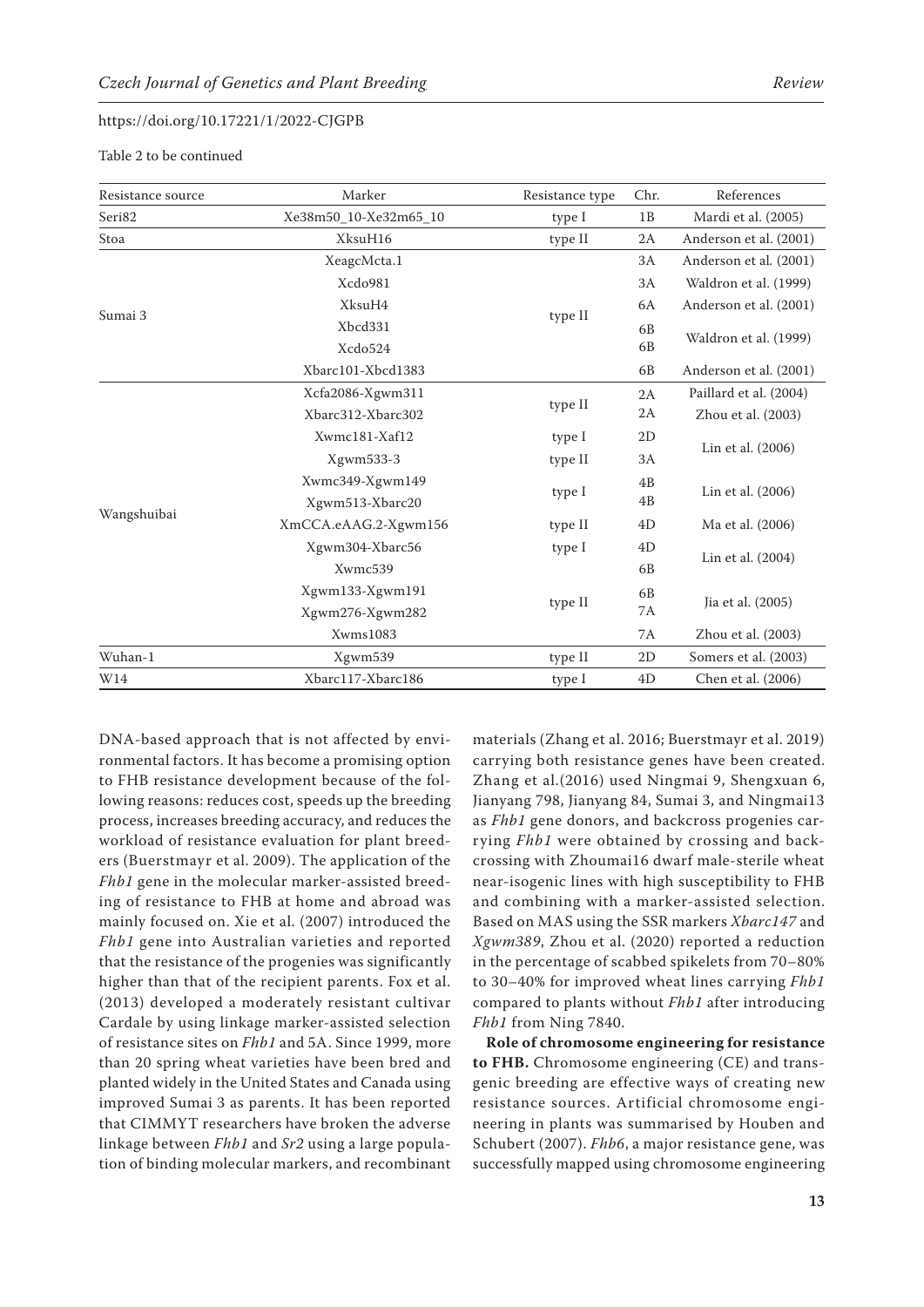Table 2 to be continued

| Resistance source | Marker | Resistance type | Chr. | References |
|---|---|---|---|---|
| Seri82 | Xe38m50_10-Xe32m65_10 | type I | 1B | Mardi et al. (2005) |
| Stoa | XksuH16 | type II | 2A | Anderson et al. (2001) |
| Sumai 3 | XeagcMcta.1 | type II | 3A | Anderson et al. (2001) |
| | Xcdo981 | | 3A | Waldron et al. (1999) |
| | XksuH4 | | 6A | Anderson et al. (2001) |
| | Xbcd331 | | 6B | Waldron et al. (1999) |
| | Xcdo524 | | 6B | |
| | Xbarc101-Xbcd1383 | | 6B | Anderson et al. (2001) |
| Wangshuibai | Xcfa2086-Xgwm311 | type II | 2A | Paillard et al. (2004) |
| | Xbarc312-Xbarc302 | | 2A | Zhou et al. (2003) |
| | Xwmc181-Xaf12 | type I | 2D | Lin et al. (2006) |
| | Xgwm533-3 | type II | 3A | |
| | Xwmc349-Xgwm149 | type I | 4B | Lin et al. (2006) |
| | Xgwm513-Xbarc20 | | 4B | |
| | XmCCA.eAAG.2-Xgwm156 | type II | 4D | Ma et al. (2006) |
| | Xgwm304-Xbarc56 | type I | 4D | Lin et al. (2004) |
| | Xwmc539 | | 6B | |
| | Xgwm133-Xgwm191 | type II | 6B | Jia et al. (2005) |
| | Xgwm276-Xgwm282 | | 7A | |
| | Xwms1083 | | 7A | Zhou et al. (2003) |
| Wuhan-1 | Xgwm539 | type II | 2D | Somers et al. (2003) |
| W14 | Xbarc117-Xbarc186 | type I | 4D | Chen et al. (2006) |

DNA-based approach that is not affected by environmental factors. It has become a promising option to FHB resistance development because of the following reasons: reduces cost, speeds up the breeding process, increases breeding accuracy, and reduces the workload of resistance evaluation for plant breeders (Buerstmayr et al. 2009). The application of the *Fhb1* gene in the molecular marker-assisted breeding of resistance to FHB at home and abroad was mainly focused on. Xie et al. (2007) introduced the *Fhb1* gene into Australian varieties and reported that the resistance of the progenies was significantly higher than that of the recipient parents. Fox et al. (2013) developed a moderately resistant cultivar Cardale by using linkage marker-assisted selection of resistance sites on *Fhb1* and 5A. Since 1999, more than 20 spring wheat varieties have been bred and planted widely in the United States and Canada using improved Sumai 3 as parents. It has been reported that CIMMYT researchers have broken the adverse linkage between *Fhb1* and *Sr2* using a large population of binding molecular markers, and recombinant materials (Zhang et al. 2016; Buerstmayr et al. 2019) carrying both resistance genes have been created. Zhang et al.(2016) used Ningmai 9, Shengxuan 6, Jianyang 798, Jianyang 84, Sumai 3, and Ningmai13 as *Fhb1* gene donors, and backcross progenies carrying *Fhb1* were obtained by crossing and backcrossing with Zhoumai16 dwarf male-sterile wheat near-isogenic lines with high susceptibility to FHB and combining with a marker-assisted selection. Based on MAS using the SSR markers *Xbarc147* and *Xgwm389*, Zhou et al. (2020) reported a reduction in the percentage of scabbed spikelets from 70–80% to 30–40% for improved wheat lines carrying *Fhb1* compared to plants without *Fhb1* after introducing *Fhb1* from Ning 7840.

**Role of chromosome engineering for resistance to FHB.** Chromosome engineering (CE) and transgenic breeding are effective ways of creating new resistance sources. Artificial chromosome engineering in plants was summarised by Houben and Schubert (2007). *Fhb6*, a major resistance gene, was successfully mapped using chromosome engineering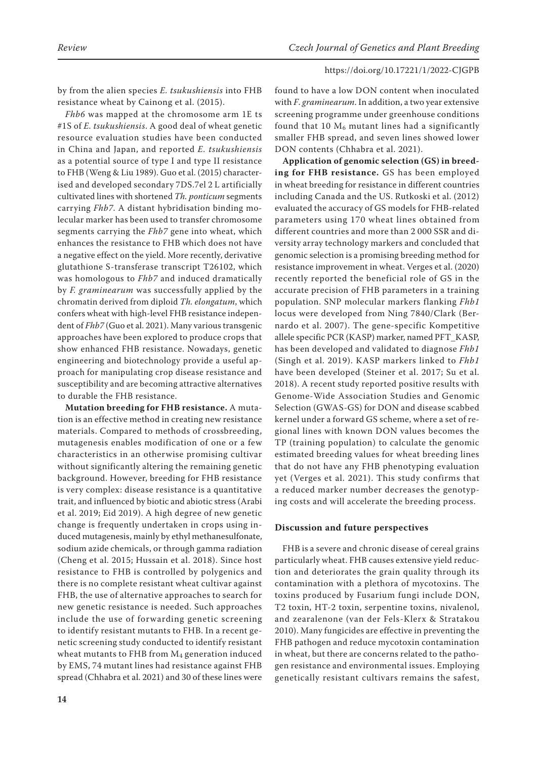by from the alien species *E. tsukushiensis* into FHB resistance wheat by Cainong et al. (2015).

*Fhb6* was mapped at the chromosome arm 1E ts #1S of *E. tsukushiensis*. A good deal of wheat genetic resource evaluation studies have been conducted in China and Japan, and reported *E. tsukushiensis* as a potential source of type I and type II resistance to FHB (Weng & Liu 1989). Guo et al. (2015) characterised and developed secondary 7DS.7el 2 L artificially cultivated lines with shortened *Th. ponticum* segments carrying *Fhb7*. A distant hybridisation binding molecular marker has been used to transfer chromosome segments carrying the *Fhb7* gene into wheat, which enhances the resistance to FHB which does not have a negative effect on the yield. More recently, derivative glutathione S-transferase transcript T26102, which was homologous to *Fhb7* and induced dramatically by *F. graminearum* was successfully applied by the chromatin derived from diploid *Th. elongatum*, which confers wheat with high-level FHB resistance independent of *Fhb7* (Guo et al. 2021). Many various transgenic approaches have been explored to produce crops that show enhanced FHB resistance. Nowadays, genetic engineering and biotechnology provide a useful approach for manipulating crop disease resistance and susceptibility and are becoming attractive alternatives to durable the FHB resistance.

**Mutation breeding for FHB resistance.** A mutation is an effective method in creating new resistance materials. Compared to methods of crossbreeding, mutagenesis enables modification of one or a few characteristics in an otherwise promising cultivar without significantly altering the remaining genetic background. However, breeding for FHB resistance is very complex: disease resistance is a quantitative trait, and influenced by biotic and abiotic stress (Arabi et al. 2019; Eid 2019). A high degree of new genetic change is frequently undertaken in crops using induced mutagenesis, mainly by ethyl methanesulfonate, sodium azide chemicals, or through gamma radiation (Cheng et al. 2015; Hussain et al. 2018). Since host resistance to FHB is controlled by polygenics and there is no complete resistant wheat cultivar against FHB, the use of alternative approaches to search for new genetic resistance is needed. Such approaches include the use of forwarding genetic screening to identify resistant mutants to FHB. In a recent genetic screening study conducted to identify resistant wheat mutants to FHB from $M_4$ generation induced by EMS, 74 mutant lines had resistance against FHB spread (Chhabra et al. 2021) and 30 of these lines were found to have a low DON content when inoculated with *F. graminearum*. In addition, a two year extensive screening programme under greenhouse conditions found that 10 $M_6$ mutant lines had a significantly smaller FHB spread, and seven lines showed lower DON contents (Chhabra et al. 2021).

**Application of genomic selection (GS) in breeding for FHB resistance.** GS has been employed in wheat breeding for resistance in different countries including Canada and the US. Rutkoski et al. (2012) evaluated the accuracy of GS models for FHB-related parameters using 170 wheat lines obtained from different countries and more than 2 000 SSR and diversity array technology markers and concluded that genomic selection is a promising breeding method for resistance improvement in wheat. Verges et al. (2020) recently reported the beneficial role of GS in the accurate precision of FHB parameters in a training population. SNP molecular markers flanking *Fhb1* locus were developed from Ning 7840/Clark (Bernardo et al. 2007). The gene-specific Kompetitive allele specific PCR (KASP) marker, named PFT_KASP, has been developed and validated to diagnose *Fhb1* (Singh et al. 2019). KASP markers linked to *Fhb1* have been developed (Steiner et al. 2017; Su et al. 2018). A recent study reported positive results with Genome-Wide Association Studies and Genomic Selection (GWAS-GS) for DON and disease scabbed kernel under a forward GS scheme, where a set of regional lines with known DON values becomes the TP (training population) to calculate the genomic estimated breeding values for wheat breeding lines that do not have any FHB phenotyping evaluation yet (Verges et al. 2021). This study confirms that a reduced marker number decreases the genotyping costs and will accelerate the breeding process.

## Discussion and future perspectives

FHB is a severe and chronic disease of cereal grains particularly wheat. FHB causes extensive yield reduction and deteriorates the grain quality through its contamination with a plethora of mycotoxins. The toxins produced by Fusarium fungi include DON, T2 toxin, HT-2 toxin, serpentine toxins, nivalenol, and zearalenone (van der Fels-Klerx & Stratakou 2010). Many fungicides are effective in preventing the FHB pathogen and reduce mycotoxin contamination in wheat, but there are concerns related to the pathogen resistance and environmental issues. Employing genetically resistant cultivars remains the safest,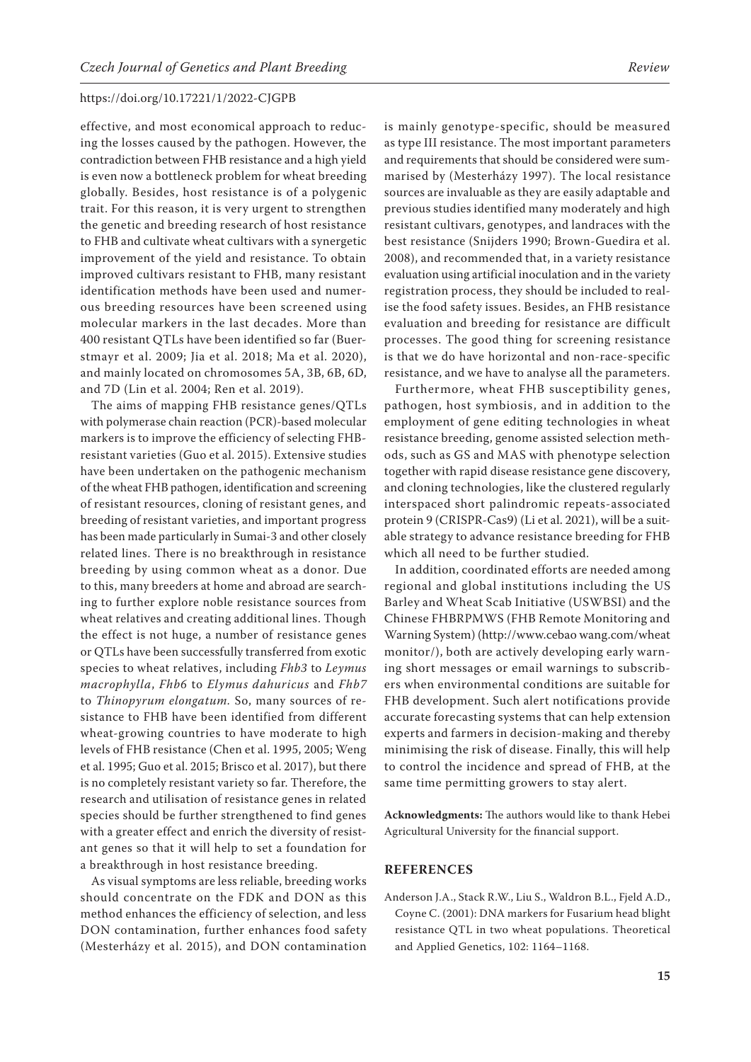effective, and most economical approach to reducing the losses caused by the pathogen. However, the contradiction between FHB resistance and a high yield is even now a bottleneck problem for wheat breeding globally. Besides, host resistance is of a polygenic trait. For this reason, it is very urgent to strengthen the genetic and breeding research of host resistance to FHB and cultivate wheat cultivars with a synergetic improvement of the yield and resistance. To obtain improved cultivars resistant to FHB, many resistant identification methods have been used and numerous breeding resources have been screened using molecular markers in the last decades. More than 400 resistant QTLs have been identified so far (Buerstmayr et al. 2009; Jia et al. 2018; Ma et al. 2020), and mainly located on chromosomes 5A, 3B, 6B, 6D, and 7D (Lin et al. 2004; Ren et al. 2019).

The aims of mapping FHB resistance genes/QTLs with polymerase chain reaction (PCR)-based molecular markers is to improve the efficiency of selecting FHB-resistant varieties (Guo et al. 2015). Extensive studies have been undertaken on the pathogenic mechanism of the wheat FHB pathogen, identification and screening of resistant resources, cloning of resistant genes, and breeding of resistant varieties, and important progress has been made particularly in Sumai-3 and other closely related lines. There is no breakthrough in resistance breeding by using common wheat as a donor. Due to this, many breeders at home and abroad are searching to further explore noble resistance sources from wheat relatives and creating additional lines. Though the effect is not huge, a number of resistance genes or QTLs have been successfully transferred from exotic species to wheat relatives, including *Fhb3* to *Leymus macrophylla*, *Fhb6* to *Elymus dahuricus* and *Fhb7* to *Thinopyrum elongatum*. So, many sources of resistance to FHB have been identified from different wheat-growing countries to have moderate to high levels of FHB resistance (Chen et al. 1995, 2005; Weng et al. 1995; Guo et al. 2015; Brisco et al. 2017), but there is no completely resistant variety so far. Therefore, the research and utilisation of resistance genes in related species should be further strengthened to find genes with a greater effect and enrich the diversity of resistant genes so that it will help to set a foundation for a breakthrough in host resistance breeding.

As visual symptoms are less reliable, breeding works should concentrate on the FDK and DON as this method enhances the efficiency of selection, and less DON contamination, further enhances food safety (Mesterházy et al. 2015), and DON contamination is mainly genotype-specific, should be measured as type III resistance. The most important parameters and requirements that should be considered were summarised by (Mesterházy 1997). The local resistance sources are invaluable as they are easily adaptable and previous studies identified many moderately and high resistant cultivars, genotypes, and landraces with the best resistance (Snijders 1990; Brown-Guedira et al. 2008), and recommended that, in a variety resistance evaluation using artificial inoculation and in the variety registration process, they should be included to realise the food safety issues. Besides, an FHB resistance evaluation and breeding for resistance are difficult processes. The good thing for screening resistance is that we do have horizontal and non-race-specific resistance, and we have to analyse all the parameters.

Furthermore, wheat FHB susceptibility genes, pathogen, host symbiosis, and in addition to the employment of gene editing technologies in wheat resistance breeding, genome assisted selection methods, such as GS and MAS with phenotype selection together with rapid disease resistance gene discovery, and cloning technologies, like the clustered regularly interspaced short palindromic repeats-associated protein 9 (CRISPR-Cas9) (Li et al. 2021), will be a suitable strategy to advance resistance breeding for FHB which all need to be further studied.

In addition, coordinated efforts are needed among regional and global institutions including the US Barley and Wheat Scab Initiative (USWBSI) and the Chinese FHBRPMWS (FHB Remote Monitoring and Warning System) (http://www.cebao wang.com/wheat monitor/), both are actively developing early warning short messages or email warnings to subscribers when environmental conditions are suitable for FHB development. Such alert notifications provide accurate forecasting systems that can help extension experts and farmers in decision-making and thereby minimising the risk of disease. Finally, this will help to control the incidence and spread of FHB, at the same time permitting growers to stay alert.

**Acknowledgments:** The authors would like to thank Hebei Agricultural University for the financial support.

## REFERENCES

Anderson J.A., Stack R.W., Liu S., Waldron B.L., Fjeld A.D., Coyne C. (2001): DNA markers for Fusarium head blight resistance QTL in two wheat populations. Theoretical and Applied Genetics, 102: 1164–1168.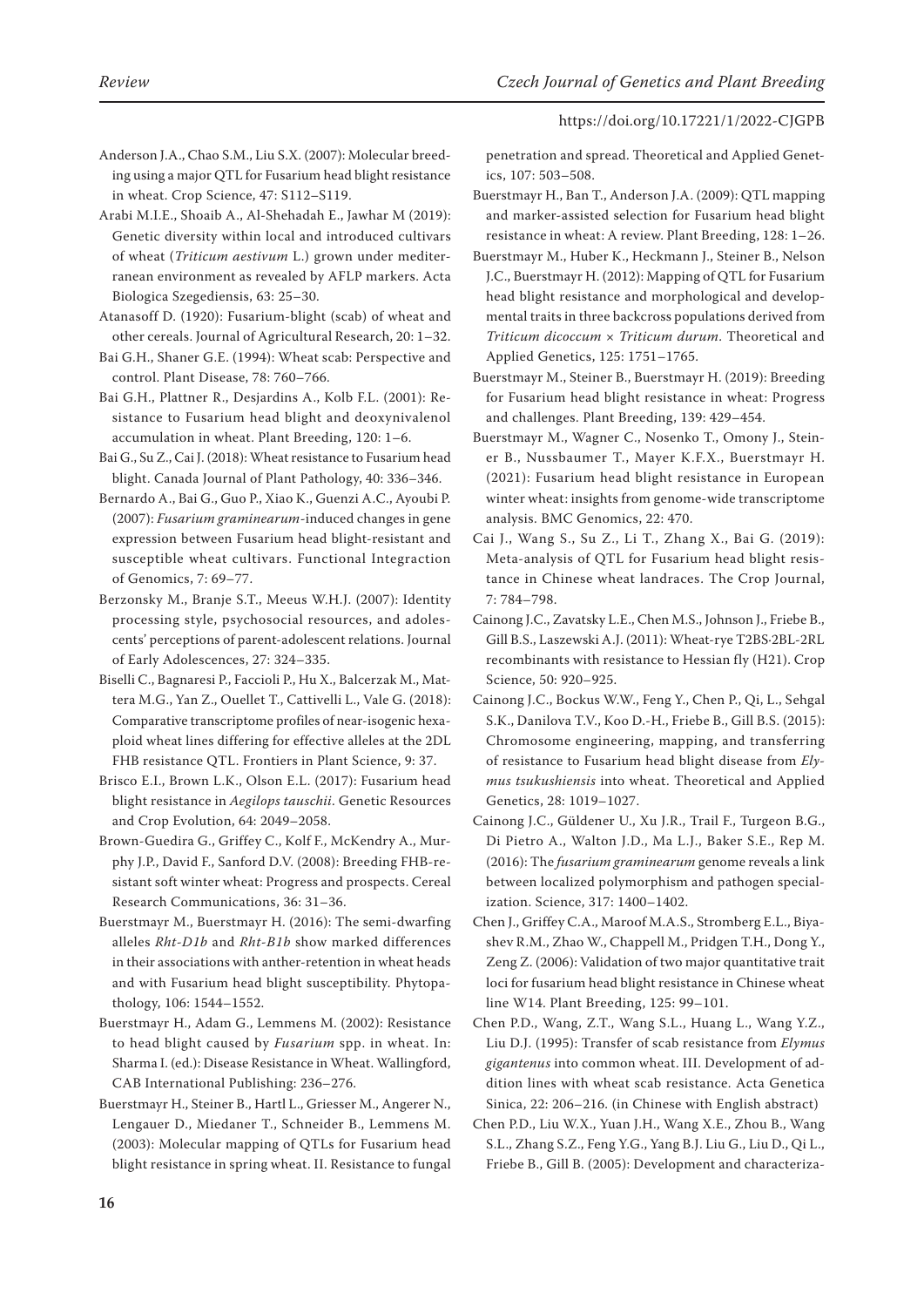Anderson J.A., Chao S.M., Liu S.X. (2007): Molecular breeding using a major QTL for Fusarium head blight resistance in wheat. Crop Science, 47: S112–S119.

Arabi M.I.E., Shoaib A., Al-Shehadah E., Jawhar M (2019): Genetic diversity within local and introduced cultivars of wheat (*Triticum aestivum* L.) grown under mediterranean environment as revealed by AFLP markers. Acta Biologica Szegediensis, 63: 25–30.

Atanasoff D. (1920): Fusarium-blight (scab) of wheat and other cereals. Journal of Agricultural Research, 20: 1–32.

Bai G.H., Shaner G.E. (1994): Wheat scab: Perspective and control. Plant Disease, 78: 760–766.

Bai G.H., Plattner R., Desjardins A., Kolb F.L. (2001): Resistance to Fusarium head blight and deoxynivalenol accumulation in wheat. Plant Breeding, 120: 1–6.

Bai G., Su Z., Cai J. (2018): Wheat resistance to Fusarium head blight. Canada Journal of Plant Pathology, 40: 336–346.

Bernardo A., Bai G., Guo P., Xiao K., Guenzi A.C., Ayoubi P. (2007): *Fusarium graminearum*-induced changes in gene expression between Fusarium head blight-resistant and susceptible wheat cultivars. Functional Integraction of Genomics, 7: 69–77.

Berzonsky M., Branje S.T., Meeus W.H.J. (2007): Identity processing style, psychosocial resources, and adolescents' perceptions of parent-adolescent relations. Journal of Early Adolescences, 27: 324–335.

Biselli C., Bagnaresi P., Faccioli P., Hu X., Balcerzak M., Mattera M.G., Yan Z., Ouellet T., Cattivelli L., Vale G. (2018): Comparative transcriptome profiles of near-isogenic hexaploid wheat lines differing for effective alleles at the 2DL FHB resistance QTL. Frontiers in Plant Science, 9: 37.

Brisco E.I., Brown L.K., Olson E.L. (2017): Fusarium head blight resistance in *Aegilops tauschii*. Genetic Resources and Crop Evolution, 64: 2049–2058.

Brown-Guedira G., Griffey C., Kolf F., McKendry A., Murphy J.P., David F., Sanford D.V. (2008): Breeding FHB-resistant soft winter wheat: Progress and prospects. Cereal Research Communications, 36: 31–36.

Buerstmayr M., Buerstmayr H. (2016): The semi-dwarfing alleles *Rht-D1b* and *Rht-B1b* show marked differences in their associations with anther-retention in wheat heads and with Fusarium head blight susceptibility. Phytopathology, 106: 1544–1552.

Buerstmayr H., Adam G., Lemmens M. (2002): Resistance to head blight caused by *Fusarium* spp. in wheat. In: Sharma I. (ed.): Disease Resistance in Wheat. Wallingford, CAB International Publishing: 236–276.

Buerstmayr H., Steiner B., Hartl L., Griesser M., Angerer N., Lengauer D., Miedaner T., Schneider B., Lemmens M. (2003): Molecular mapping of QTLs for Fusarium head blight resistance in spring wheat. II. Resistance to fungal penetration and spread. Theoretical and Applied Genetics, 107: 503–508.

Buerstmayr H., Ban T., Anderson J.A. (2009): QTL mapping and marker-assisted selection for Fusarium head blight resistance in wheat: A review. Plant Breeding, 128: 1–26.

Buerstmayr M., Huber K., Heckmann J., Steiner B., Nelson J.C., Buerstmayr H. (2012): Mapping of QTL for Fusarium head blight resistance and morphological and developmental traits in three backcross populations derived from *Triticum dicoccum* × *Triticum durum*. Theoretical and Applied Genetics, 125: 1751–1765.

Buerstmayr M., Steiner B., Buerstmayr H. (2019): Breeding for Fusarium head blight resistance in wheat: Progress and challenges. Plant Breeding, 139: 429–454.

Buerstmayr M., Wagner C., Nosenko T., Omony J., Steiner B., Nussbaumer T., Mayer K.F.X., Buerstmayr H. (2021): Fusarium head blight resistance in European winter wheat: insights from genome-wide transcriptome analysis. BMC Genomics, 22: 470.

Cai J., Wang S., Su Z., Li T., Zhang X., Bai G. (2019): Meta-analysis of QTL for Fusarium head blight resistance in Chinese wheat landraces. The Crop Journal, 7: 784–798.

Cainong J.C., Zavatsky L.E., Chen M.S., Johnson J., Friebe B., Gill B.S., Laszewski A.J. (2011): Wheat-rye T2BS·2BL-2RL recombinants with resistance to Hessian fly (H21). Crop Science, 50: 920–925.

Cainong J.C., Bockus W.W., Feng Y., Chen P., Qi, L., Sehgal S.K., Danilova T.V., Koo D.-H., Friebe B., Gill B.S. (2015): Chromosome engineering, mapping, and transferring of resistance to Fusarium head blight disease from *Elymus tsukushiensis* into wheat. Theoretical and Applied Genetics, 28: 1019–1027.

Cainong J.C., Güldener U., Xu J.R., Trail F., Turgeon B.G., Di Pietro A., Walton J.D., Ma L.J., Baker S.E., Rep M. (2016): The *fusarium graminearum* genome reveals a link between localized polymorphism and pathogen specialization. Science, 317: 1400–1402.

Chen J., Griffey C.A., Maroof M.A.S., Stromberg E.L., Biyashev R.M., Zhao W., Chappell M., Pridgen T.H., Dong Y., Zeng Z. (2006): Validation of two major quantitative trait loci for fusarium head blight resistance in Chinese wheat line W14. Plant Breeding, 125: 99–101.

Chen P.D., Wang, Z.T., Wang S.L., Huang L., Wang Y.Z., Liu D.J. (1995): Transfer of scab resistance from *Elymus gigantenus* into common wheat. III. Development of addition lines with wheat scab resistance. Acta Genetica Sinica, 22: 206–216. (in Chinese with English abstract)

Chen P.D., Liu W.X., Yuan J.H., Wang X.E., Zhou B., Wang S.L., Zhang S.Z., Feng Y.G., Yang B.J. Liu G., Liu D., Qi L., Friebe B., Gill B. (2005): Development and characteriza-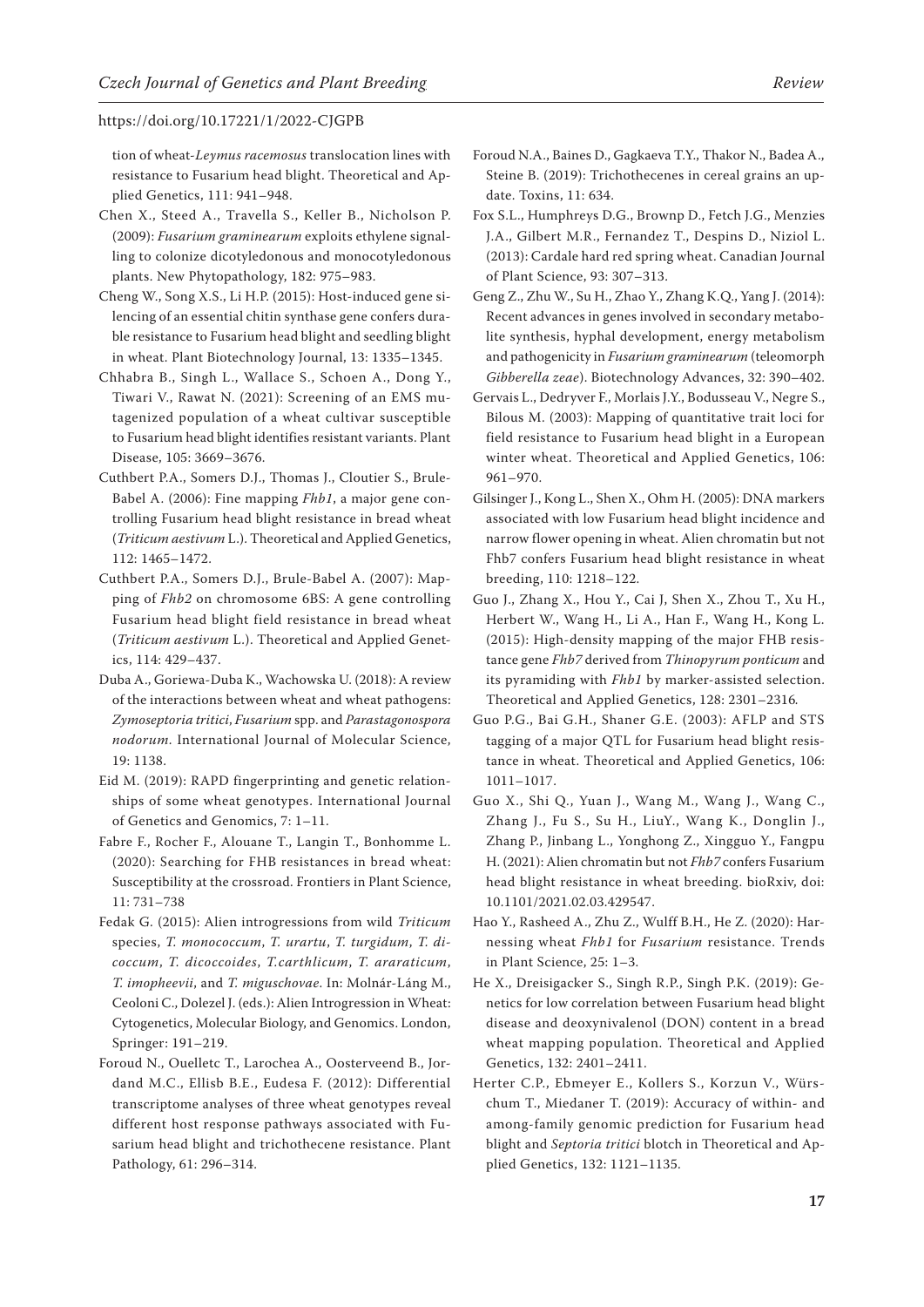tion of wheat-*Leymus racemosus* translocation lines with resistance to Fusarium head blight. Theoretical and Applied Genetics, 111: 941–948.

Chen X., Steed A., Travella S., Keller B., Nicholson P. (2009): *Fusarium graminearum* exploits ethylene signalling to colonize dicotyledonous and monocotyledonous plants. New Phytopathology, 182: 975–983.

Cheng W., Song X.S., Li H.P. (2015): Host-induced gene silencing of an essential chitin synthase gene confers durable resistance to Fusarium head blight and seedling blight in wheat. Plant Biotechnology Journal, 13: 1335–1345.

Chhabra B., Singh L., Wallace S., Schoen A., Dong Y., Tiwari V., Rawat N. (2021): Screening of an EMS mutagenized population of a wheat cultivar susceptible to Fusarium head blight identifies resistant variants. Plant Disease, 105: 3669–3676.

Cuthbert P.A., Somers D.J., Thomas J., Cloutier S., Brule-Babel A. (2006): Fine mapping *Fhb1*, a major gene controlling Fusarium head blight resistance in bread wheat (*Triticum aestivum* L.). Theoretical and Applied Genetics, 112: 1465–1472.

Cuthbert P.A., Somers D.J., Brule-Babel A. (2007): Mapping of *Fhb2* on chromosome 6BS: A gene controlling Fusarium head blight field resistance in bread wheat (*Triticum aestivum* L.). Theoretical and Applied Genetics, 114: 429–437.

Duba A., Goriewa-Duba K., Wachowska U. (2018): A review of the interactions between wheat and wheat pathogens: *Zymoseptoria tritici*, *Fusarium* spp. and *Parastagonospora nodorum*. International Journal of Molecular Science, 19: 1138.

Eid M. (2019): RAPD fingerprinting and genetic relationships of some wheat genotypes. International Journal of Genetics and Genomics, 7: 1–11.

Fabre F., Rocher F., Alouane T., Langin T., Bonhomme L. (2020): Searching for FHB resistances in bread wheat: Susceptibility at the crossroad. Frontiers in Plant Science, 11: 731–738

Fedak G. (2015): Alien introgressions from wild *Triticum* species, *T. monococcum*, *T. urartu*, *T. turgidum*, *T. dicoccum*, *T. dicoccoides*, *T.carthlicum*, *T. araraticum*, *T. imopheevii*, and *T. miguschovae*. In: Molnár-Láng M., Ceoloni C., Dolezel J. (eds.): Alien Introgression in Wheat: Cytogenetics, Molecular Biology, and Genomics. London, Springer: 191–219.

Foroud N., Ouelletc T., Larochea A., Oosterveend B., Jordand M.C., Ellisb B.E., Eudesa F. (2012): Differential transcriptome analyses of three wheat genotypes reveal different host response pathways associated with Fusarium head blight and trichothecene resistance. Plant Pathology, 61: 296–314.

Foroud N.A., Baines D., Gagkaeva T.Y., Thakor N., Badea A., Steine B. (2019): Trichothecenes in cereal grains an update. Toxins, 11: 634.

Fox S.L., Humphreys D.G., Brownp D., Fetch J.G., Menzies J.A., Gilbert M.R., Fernandez T., Despins D., Niziol L. (2013): Cardale hard red spring wheat. Canadian Journal of Plant Science, 93: 307–313.

Geng Z., Zhu W., Su H., Zhao Y., Zhang K.Q., Yang J. (2014): Recent advances in genes involved in secondary metabolite synthesis, hyphal development, energy metabolism and pathogenicity in *Fusarium graminearum* (teleomorph *Gibberella zeae*). Biotechnology Advances, 32: 390–402.

Gervais L., Dedryver F., Morlais J.Y., Bodusseau V., Negre S., Bilous M. (2003): Mapping of quantitative trait loci for field resistance to Fusarium head blight in a European winter wheat. Theoretical and Applied Genetics, 106: 961–970.

Gilsinger J., Kong L., Shen X., Ohm H. (2005): DNA markers associated with low Fusarium head blight incidence and narrow flower opening in wheat. Alien chromatin but not Fhb7 confers Fusarium head blight resistance in wheat breeding, 110: 1218–122.

Guo J., Zhang X., Hou Y., Cai J, Shen X., Zhou T., Xu H., Herbert W., Wang H., Li A., Han F., Wang H., Kong L. (2015): High-density mapping of the major FHB resistance gene *Fhb7* derived from *Thinopyrum ponticum* and its pyramiding with *Fhb1* by marker-assisted selection. Theoretical and Applied Genetics, 128: 2301–2316.

Guo P.G., Bai G.H., Shaner G.E. (2003): AFLP and STS tagging of a major QTL for Fusarium head blight resistance in wheat. Theoretical and Applied Genetics, 106: 1011–1017.

Guo X., Shi Q., Yuan J., Wang M., Wang J., Wang C., Zhang J., Fu S., Su H., LiuY., Wang K., Donglin J., Zhang P., Jinbang L., Yonghong Z., Xingguo Y., Fangpu H. (2021): Alien chromatin but not *Fhb7* confers Fusarium head blight resistance in wheat breeding. bioRxiv, doi: 10.1101/2021.02.03.429547.

Hao Y., Rasheed A., Zhu Z., Wulff B.H., He Z. (2020): Harnessing wheat *Fhb1* for *Fusarium* resistance. Trends in Plant Science, 25: 1–3.

He X., Dreisigacker S., Singh R.P., Singh P.K. (2019): Genetics for low correlation between Fusarium head blight disease and deoxynivalenol (DON) content in a bread wheat mapping population. Theoretical and Applied Genetics, 132: 2401–2411.

Herter C.P., Ebmeyer E., Kollers S., Korzun V., Würschum T., Miedaner T. (2019): Accuracy of within- and among-family genomic prediction for Fusarium head blight and *Septoria tritici* blotch in Theoretical and Applied Genetics, 132: 1121–1135.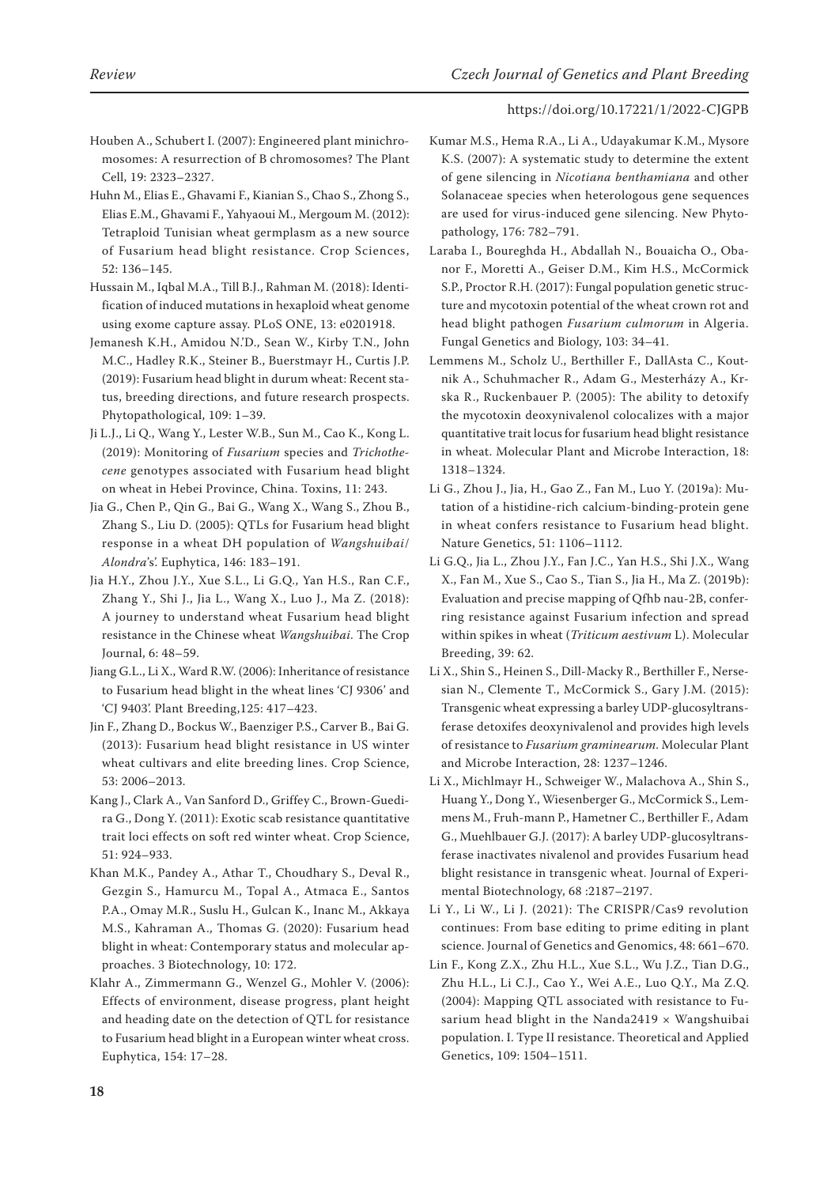Houben A., Schubert I. (2007): Engineered plant minichromosomes: A resurrection of B chromosomes? The Plant Cell, 19: 2323–2327.

Huhn M., Elias E., Ghavami F., Kianian S., Chao S., Zhong S., Elias E.M., Ghavami F., Yahyaoui M., Mergoum M. (2012): Tetraploid Tunisian wheat germplasm as a new source of Fusarium head blight resistance. Crop Sciences, 52: 136–145.

Hussain M., Iqbal M.A., Till B.J., Rahman M. (2018): Identification of induced mutations in hexaploid wheat genome using exome capture assay. PLoS ONE, 13: e0201918.

Jemanesh K.H., Amidou N.'D., Sean W., Kirby T.N., John M.C., Hadley R.K., Steiner B., Buerstmayr H., Curtis J.P. (2019): Fusarium head blight in durum wheat: Recent status, breeding directions, and future research prospects. Phytopathological, 109: 1–39.

Ji L.J., Li Q., Wang Y., Lester W.B., Sun M., Cao K., Kong L. (2019): Monitoring of *Fusarium* species and *Trichothecene* genotypes associated with Fusarium head blight on wheat in Hebei Province, China. Toxins, 11: 243.

Jia G., Chen P., Qin G., Bai G., Wang X., Wang S., Zhou B., Zhang S., Liu D. (2005): QTLs for Fusarium head blight response in a wheat DH population of *Wangshuibai*/*Alondra*'s'. Euphytica, 146: 183–191.

Jia H.Y., Zhou J.Y., Xue S.L., Li G.Q., Yan H.S., Ran C.F., Zhang Y., Shi J., Jia L., Wang X., Luo J., Ma Z. (2018): A journey to understand wheat Fusarium head blight resistance in the Chinese wheat *Wangshuibai*. The Crop Journal, 6: 48–59.

Jiang G.L., Li X., Ward R.W. (2006): Inheritance of resistance to Fusarium head blight in the wheat lines 'CJ 9306' and 'CJ 9403'. Plant Breeding,125: 417–423.

Jin F., Zhang D., Bockus W., Baenziger P.S., Carver B., Bai G. (2013): Fusarium head blight resistance in US winter wheat cultivars and elite breeding lines. Crop Science, 53: 2006–2013.

Kang J., Clark A., Van Sanford D., Griffey C., Brown-Guedira G., Dong Y. (2011): Exotic scab resistance quantitative trait loci effects on soft red winter wheat. Crop Science, 51: 924–933.

Khan M.K., Pandey A., Athar T., Choudhary S., Deval R., Gezgin S., Hamurcu M., Topal A., Atmaca E., Santos P.A., Omay M.R., Suslu H., Gulcan K., Inanc M., Akkaya M.S., Kahraman A., Thomas G. (2020): Fusarium head blight in wheat: Contemporary status and molecular approaches. 3 Biotechnology, 10: 172.

Klahr A., Zimmermann G., Wenzel G., Mohler V. (2006): Effects of environment, disease progress, plant height and heading date on the detection of QTL for resistance to Fusarium head blight in a European winter wheat cross. Euphytica, 154: 17–28.

Kumar M.S., Hema R.A., Li A., Udayakumar K.M., Mysore K.S. (2007): A systematic study to determine the extent of gene silencing in *Nicotiana benthamiana* and other Solanaceae species when heterologous gene sequences are used for virus-induced gene silencing. New Phytopathology, 176: 782–791.

Laraba I., Boureghda H., Abdallah N., Bouaicha O., Obanor F., Moretti A., Geiser D.M., Kim H.S., McCormick S.P., Proctor R.H. (2017): Fungal population genetic structure and mycotoxin potential of the wheat crown rot and head blight pathogen *Fusarium culmorum* in Algeria. Fungal Genetics and Biology, 103: 34–41.

Lemmens M., Scholz U., Berthiller F., DallAsta C., Koutnik A., Schuhmacher R., Adam G., Mesterházy A., Krska R., Ruckenbauer P. (2005): The ability to detoxify the mycotoxin deoxynivalenol colocalizes with a major quantitative trait locus for fusarium head blight resistance in wheat. Molecular Plant and Microbe Interaction, 18: 1318–1324.

Li G., Zhou J., Jia, H., Gao Z., Fan M., Luo Y. (2019a): Mutation of a histidine-rich calcium-binding-protein gene in wheat confers resistance to Fusarium head blight. Nature Genetics, 51: 1106–1112.

Li G.Q., Jia L., Zhou J.Y., Fan J.C., Yan H.S., Shi J.X., Wang X., Fan M., Xue S., Cao S., Tian S., Jia H., Ma Z. (2019b): Evaluation and precise mapping of Qfhb nau-2B, conferring resistance against Fusarium infection and spread within spikes in wheat (*Triticum aestivum* L). Molecular Breeding, 39: 62.

Li X., Shin S., Heinen S., Dill-Macky R., Berthiller F., Nersesian N., Clemente T., McCormick S., Gary J.M. (2015): Transgenic wheat expressing a barley UDP-glucosyltransferase detoxifes deoxynivalenol and provides high levels of resistance to *Fusarium graminearum*. Molecular Plant and Microbe Interaction, 28: 1237–1246.

Li X., Michlmayr H., Schweiger W., Malachova A., Shin S., Huang Y., Dong Y., Wiesenberger G., McCormick S., Lemmens M., Fruh-mann P., Hametner C., Berthiller F., Adam G., Muehlbauer G.J. (2017): A barley UDP-glucosyltransferase inactivates nivalenol and provides Fusarium head blight resistance in transgenic wheat. Journal of Experimental Biotechnology, 68 :2187–2197.

Li Y., Li W., Li J. (2021): The CRISPR/Cas9 revolution continues: From base editing to prime editing in plant science. Journal of Genetics and Genomics, 48: 661–670.

Lin F., Kong Z.X., Zhu H.L., Xue S.L., Wu J.Z., Tian D.G., Zhu H.L., Li C.J., Cao Y., Wei A.E., Luo Q.Y., Ma Z.Q. (2004): Mapping QTL associated with resistance to Fusarium head blight in the Nanda2419 × Wangshuibai population. I. Type II resistance. Theoretical and Applied Genetics, 109: 1504–1511.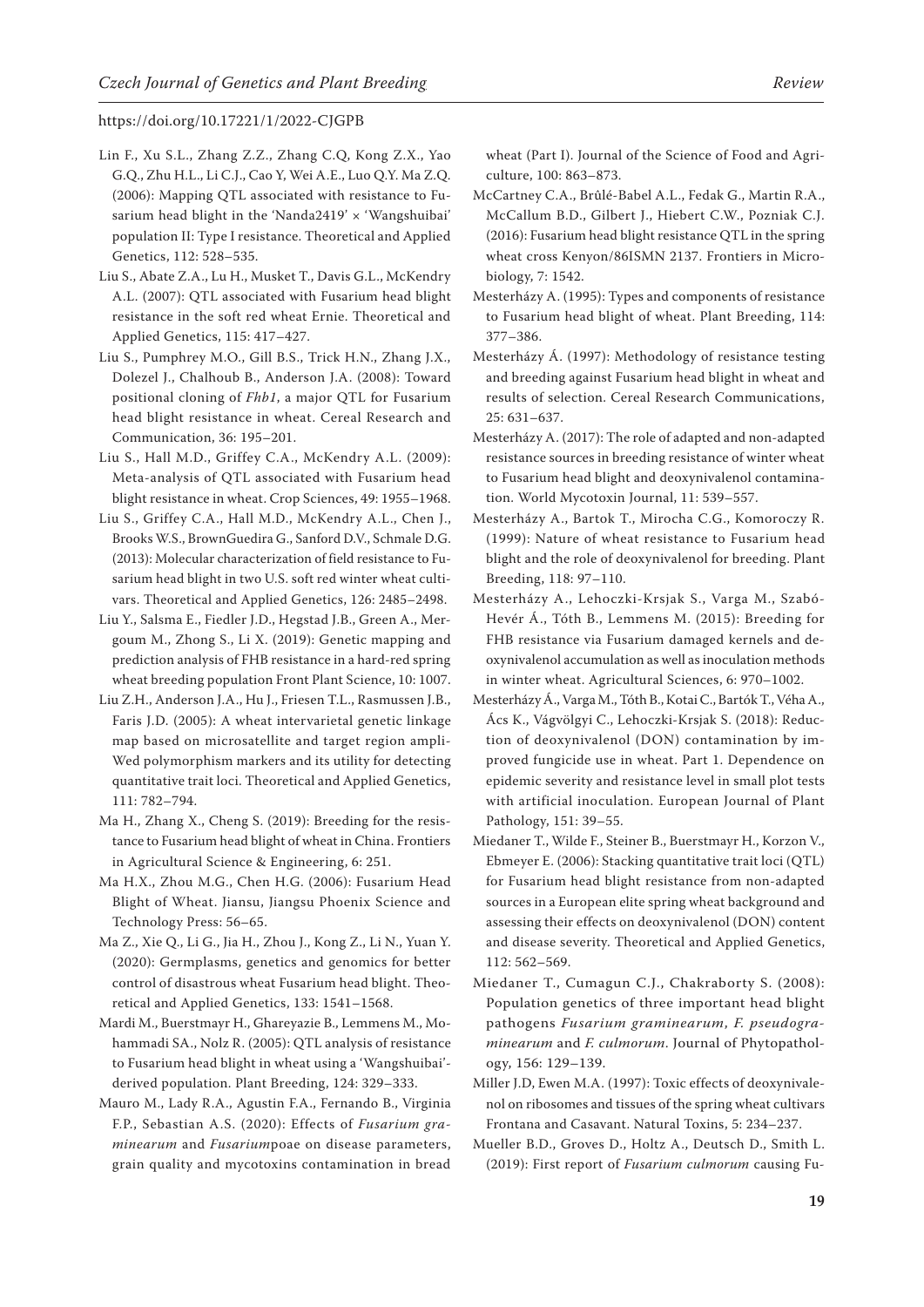Lin F., Xu S.L., Zhang Z.Z., Zhang C.Q, Kong Z.X., Yao G.Q., Zhu H.L., Li C.J., Cao Y, Wei A.E., Luo Q.Y. Ma Z.Q. (2006): Mapping QTL associated with resistance to Fusarium head blight in the 'Nanda2419' × 'Wangshuibai' population II: Type I resistance. Theoretical and Applied Genetics, 112: 528–535.

Liu S., Abate Z.A., Lu H., Musket T., Davis G.L., McKendry A.L. (2007): QTL associated with Fusarium head blight resistance in the soft red wheat Ernie. Theoretical and Applied Genetics, 115: 417–427.

Liu S., Pumphrey M.O., Gill B.S., Trick H.N., Zhang J.X., Dolezel J., Chalhoub B., Anderson J.A. (2008): Toward positional cloning of *Fhb1*, a major QTL for Fusarium head blight resistance in wheat. Cereal Research and Communication, 36: 195–201.

Liu S., Hall M.D., Griffey C.A., McKendry A.L. (2009): Meta-analysis of QTL associated with Fusarium head blight resistance in wheat. Crop Sciences, 49: 1955–1968.

Liu S., Griffey C.A., Hall M.D., McKendry A.L., Chen J., Brooks W.S., BrownGuedira G., Sanford D.V., Schmale D.G. (2013): Molecular characterization of field resistance to Fusarium head blight in two U.S. soft red winter wheat cultivars. Theoretical and Applied Genetics, 126: 2485–2498.

Liu Y., Salsma E., Fiedler J.D., Hegstad J.B., Green A., Mergoum M., Zhong S., Li X. (2019): Genetic mapping and prediction analysis of FHB resistance in a hard-red spring wheat breeding population Front Plant Science, 10: 1007.

Liu Z.H., Anderson J.A., Hu J., Friesen T.L., Rasmussen J.B., Faris J.D. (2005): A wheat intervarietal genetic linkage map based on microsatellite and target region ampliWed polymorphism markers and its utility for detecting quantitative trait loci. Theoretical and Applied Genetics, 111: 782–794.

Ma H., Zhang X., Cheng S. (2019): Breeding for the resistance to Fusarium head blight of wheat in China. Frontiers in Agricultural Science & Engineering, 6: 251.

Ma H.X., Zhou M.G., Chen H.G. (2006): Fusarium Head Blight of Wheat. Jiansu, Jiangsu Phoenix Science and Technology Press: 56–65.

Ma Z., Xie Q., Li G., Jia H., Zhou J., Kong Z., Li N., Yuan Y. (2020): Germplasms, genetics and genomics for better control of disastrous wheat Fusarium head blight. Theoretical and Applied Genetics, 133: 1541–1568.

Mardi M., Buerstmayr H., Ghareyazie B., Lemmens M., Mohammadi SA., Nolz R. (2005): QTL analysis of resistance to Fusarium head blight in wheat using a 'Wangshuibai'-derived population. Plant Breeding, 124: 329–333.

Mauro M., Lady R.A., Agustin F.A., Fernando B., Virginia F.P., Sebastian A.S. (2020): Effects of *Fusarium graminearum* and *Fusarium*poae on disease parameters, grain quality and mycotoxins contamination in bread wheat (Part I). Journal of the Science of Food and Agriculture, 100: 863–873.

McCartney C.A., Brûlé-Babel A.L., Fedak G., Martin R.A., McCallum B.D., Gilbert J., Hiebert C.W., Pozniak C.J. (2016): Fusarium head blight resistance QTL in the spring wheat cross Kenyon/86ISMN 2137. Frontiers in Microbiology, 7: 1542.

Mesterházy A. (1995): Types and components of resistance to Fusarium head blight of wheat. Plant Breeding, 114: 377–386.

Mesterházy Á. (1997): Methodology of resistance testing and breeding against Fusarium head blight in wheat and results of selection. Cereal Research Communications, 25: 631–637.

Mesterházy A. (2017): The role of adapted and non-adapted resistance sources in breeding resistance of winter wheat to Fusarium head blight and deoxynivalenol contamination. World Mycotoxin Journal, 11: 539–557.

Mesterházy A., Bartok T., Mirocha C.G., Komoroczy R. (1999): Nature of wheat resistance to Fusarium head blight and the role of deoxynivalenol for breeding. Plant Breeding, 118: 97–110.

Mesterházy A., Lehoczki-Krsjak S., Varga M., Szabó-Hevér Á., Tóth B., Lemmens M. (2015): Breeding for FHB resistance via Fusarium damaged kernels and deoxynivalenol accumulation as well as inoculation methods in winter wheat. Agricultural Sciences, 6: 970–1002.

Mesterházy Á., Varga M., Tóth B., Kotai C., Bartók T., Véha A., Ács K., Vágvölgyi C., Lehoczki-Krsjak S. (2018): Reduction of deoxynivalenol (DON) contamination by improved fungicide use in wheat. Part 1. Dependence on epidemic severity and resistance level in small plot tests with artificial inoculation. European Journal of Plant Pathology, 151: 39–55.

Miedaner T., Wilde F., Steiner B., Buerstmayr H., Korzon V., Ebmeyer E. (2006): Stacking quantitative trait loci (QTL) for Fusarium head blight resistance from non-adapted sources in a European elite spring wheat background and assessing their effects on deoxynivalenol (DON) content and disease severity. Theoretical and Applied Genetics, 112: 562–569.

Miedaner T., Cumagun C.J., Chakraborty S. (2008): Population genetics of three important head blight pathogens *Fusarium graminearum*, *F. pseudograminearum* and *F. culmorum*. Journal of Phytopathology, 156: 129–139.

Miller J.D, Ewen M.A. (1997): Toxic effects of deoxynivalenol on ribosomes and tissues of the spring wheat cultivars Frontana and Casavant. Natural Toxins, 5: 234–237.

Mueller B.D., Groves D., Holtz A., Deutsch D., Smith L. (2019): First report of *Fusarium culmorum* causing Fu-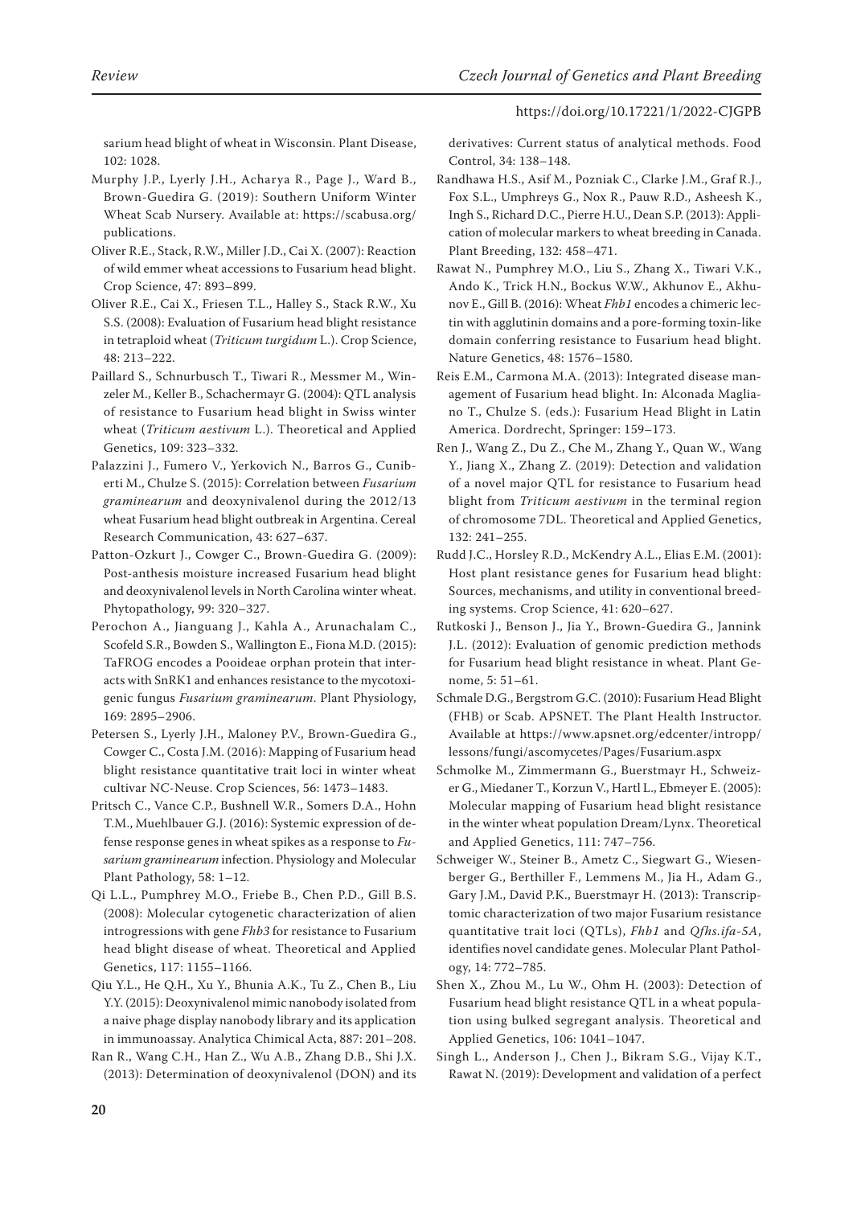sarium head blight of wheat in Wisconsin. Plant Disease, 102: 1028.

Murphy J.P., Lyerly J.H., Acharya R., Page J., Ward B., Brown-Guedira G. (2019): Southern Uniform Winter Wheat Scab Nursery. Available at: https://scabusa.org/publications.

Oliver R.E., Stack, R.W., Miller J.D., Cai X. (2007): Reaction of wild emmer wheat accessions to Fusarium head blight. Crop Science, 47: 893–899.

Oliver R.E., Cai X., Friesen T.L., Halley S., Stack R.W., Xu S.S. (2008): Evaluation of Fusarium head blight resistance in tetraploid wheat (*Triticum turgidum* L.). Crop Science, 48: 213–222.

Paillard S., Schnurbusch T., Tiwari R., Messmer M., Winzeler M., Keller B., Schachermayr G. (2004): QTL analysis of resistance to Fusarium head blight in Swiss winter wheat (*Triticum aestivum* L.). Theoretical and Applied Genetics, 109: 323–332.

Palazzini J., Fumero V., Yerkovich N., Barros G., Cuniberti M., Chulze S. (2015): Correlation between *Fusarium graminearum* and deoxynivalenol during the 2012/13 wheat Fusarium head blight outbreak in Argentina. Cereal Research Communication, 43: 627–637.

Patton-Ozkurt J., Cowger C., Brown-Guedira G. (2009): Post-anthesis moisture increased Fusarium head blight and deoxynivalenol levels in North Carolina winter wheat. Phytopathology, 99: 320–327.

Perochon A., Jianguang J., Kahla A., Arunachalam C., Scofeld S.R., Bowden S., Wallington E., Fiona M.D. (2015): TaFROG encodes a Pooideae orphan protein that interacts with SnRK1 and enhances resistance to the mycotoxigenic fungus *Fusarium graminearum*. Plant Physiology, 169: 2895–2906.

Petersen S., Lyerly J.H., Maloney P.V., Brown-Guedira G., Cowger C., Costa J.M. (2016): Mapping of Fusarium head blight resistance quantitative trait loci in winter wheat cultivar NC-Neuse. Crop Sciences, 56: 1473–1483.

Pritsch C., Vance C.P., Bushnell W.R., Somers D.A., Hohn T.M., Muehlbauer G.J. (2016): Systemic expression of defense response genes in wheat spikes as a response to *Fusarium graminearum* infection. Physiology and Molecular Plant Pathology, 58: 1–12.

Qi L.L., Pumphrey M.O., Friebe B., Chen P.D., Gill B.S. (2008): Molecular cytogenetic characterization of alien introgressions with gene *Fhb3* for resistance to Fusarium head blight disease of wheat. Theoretical and Applied Genetics, 117: 1155–1166.

Qiu Y.L., He Q.H., Xu Y., Bhunia A.K., Tu Z., Chen B., Liu Y.Y. (2015): Deoxynivalenol mimic nanobody isolated from a naive phage display nanobody library and its application in immunoassay. Analytica Chimical Acta, 887: 201–208.

Ran R., Wang C.H., Han Z., Wu A.B., Zhang D.B., Shi J.X. (2013): Determination of deoxynivalenol (DON) and its derivatives: Current status of analytical methods. Food Control, 34: 138–148.

Randhawa H.S., Asif M., Pozniak C., Clarke J.M., Graf R.J., Fox S.L., Umphreys G., Nox R., Pauw R.D., Asheesh K., Ingh S., Richard D.C., Pierre H.U., Dean S.P. (2013): Application of molecular markers to wheat breeding in Canada. Plant Breeding, 132: 458–471.

Rawat N., Pumphrey M.O., Liu S., Zhang X., Tiwari V.K., Ando K., Trick H.N., Bockus W.W., Akhunov E., Akhunov E., Gill B. (2016): Wheat *Fhb1* encodes a chimeric lectin with agglutinin domains and a pore-forming toxin-like domain conferring resistance to Fusarium head blight. Nature Genetics, 48: 1576–1580.

Reis E.M., Carmona M.A. (2013): Integrated disease management of Fusarium head blight. In: Alconada Magliano T., Chulze S. (eds.): Fusarium Head Blight in Latin America. Dordrecht, Springer: 159–173.

Ren J., Wang Z., Du Z., Che M., Zhang Y., Quan W., Wang Y., Jiang X., Zhang Z. (2019): Detection and validation of a novel major QTL for resistance to Fusarium head blight from *Triticum aestivum* in the terminal region of chromosome 7DL. Theoretical and Applied Genetics, 132: 241–255.

Rudd J.C., Horsley R.D., McKendry A.L., Elias E.M. (2001): Host plant resistance genes for Fusarium head blight: Sources, mechanisms, and utility in conventional breeding systems. Crop Science, 41: 620–627.

Rutkoski J., Benson J., Jia Y., Brown-Guedira G., Jannink J.L. (2012): Evaluation of genomic prediction methods for Fusarium head blight resistance in wheat. Plant Genome, 5: 51–61.

Schmale D.G., Bergstrom G.C. (2010): Fusarium Head Blight (FHB) or Scab. APSNET. The Plant Health Instructor. Available at https://www.apsnet.org/edcenter/intropp/lessons/fungi/ascomycetes/Pages/Fusarium.aspx

Schmolke M., Zimmermann G., Buerstmayr H., Schweizer G., Miedaner T., Korzun V., Hartl L., Ebmeyer E. (2005): Molecular mapping of Fusarium head blight resistance in the winter wheat population Dream/Lynx. Theoretical and Applied Genetics, 111: 747–756.

Schweiger W., Steiner B., Ametz C., Siegwart G., Wiesenberger G., Berthiller F., Lemmens M., Jia H., Adam G., Gary J.M., David P.K., Buerstmayr H. (2013): Transcriptomic characterization of two major Fusarium resistance quantitative trait loci (QTLs), *Fhb1* and *Qfhs.ifa-5A*, identifies novel candidate genes. Molecular Plant Pathology, 14: 772–785.

Shen X., Zhou M., Lu W., Ohm H. (2003): Detection of Fusarium head blight resistance QTL in a wheat population using bulked segregant analysis. Theoretical and Applied Genetics, 106: 1041–1047.

Singh L., Anderson J., Chen J., Bikram S.G., Vijay K.T., Rawat N. (2019): Development and validation of a perfect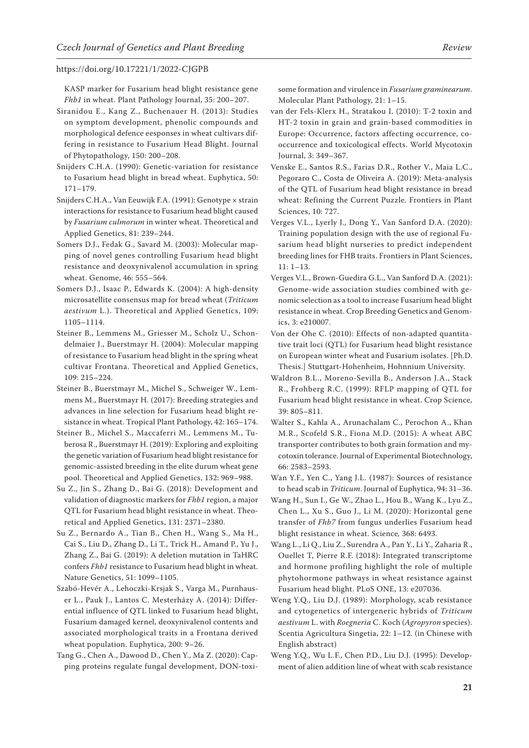KASP marker for Fusarium head blight resistance gene *Fhb1* in wheat. Plant Pathology Journal, 35: 200–207.

Siranidou E., Kang Z., Buchenauer H. (2013): Studies on symptom development, phenolic compounds and morphological defence eesponses in wheat cultivars differing in resistance to Fusarium Head Blight. Journal of Phytopathology, 150: 200–208.

Snijders C.H.A. (1990): Genetic-variation for resistance to Fusarium head blight in bread wheat. Euphytica, 50: 171–179.

Snijders C.H.A., Van Eeuwijk F.A. (1991): Genotype × strain interactions for resistance to Fusarium head blight caused by *Fusarium culmorum* in winter wheat. Theoretical and Applied Genetics, 81: 239–244.

Somers D.J., Fedak G., Savard M. (2003): Molecular mapping of novel genes controlling Fusarium head blight resistance and deoxynivalenol accumulation in spring wheat. Genome, 46: 555–564.

Somers D.J., Isaac P., Edwards K. (2004): A high-density microsatellite consensus map for bread wheat (*Triticum aestivum* L.). Theoretical and Applied Genetics, 109: 1105–1114.

Steiner B., Lemmens M., Griesser M., Scholz U., Schondelmaier J., Buerstmayr H. (2004): Molecular mapping of resistance to Fusarium head blight in the spring wheat cultivar Frontana. Theoretical and Applied Genetics, 109: 215–224.

Steiner B., Buerstmayr M., Michel S., Schweiger W., Lemmens M., Buerstmayr H. (2017): Breeding strategies and advances in line selection for Fusarium head blight resistance in wheat. Tropical Plant Pathology, 42: 165–174.

Steiner B., Michel S., Maccaferri M., Lemmens M., Tuberosa R., Buerstmayr H. (2019): Exploring and exploiting the genetic variation of Fusarium head blight resistance for genomic-assisted breeding in the elite durum wheat gene pool. Theoretical and Applied Genetics, 132: 969–988.

Su Z., Jin S., Zhang D., Bai G. (2018): Development and validation of diagnostic markers for *Fhb1* region, a major QTL for Fusarium head blight resistance in wheat. Theoretical and Applied Genetics, 131: 2371–2380.

Su Z., Bernardo A., Tian B., Chen H., Wang S., Ma H., Cai S., Liu D., Zhang D., Li T., Trick H., Amand P., Yu J., Zhang Z., Bai G. (2019): A deletion mutation in TaHRC confers *Fhb1* resistance to Fusarium head blight in wheat. Nature Genetics, 51: 1099–1105.

Szabó-Hevér A., Lehoczki-Krsjak S., Varga M., Purnhauser L., Pauk J., Lantos C. Mesterházy A. (2014): Differential influence of QTL linked to Fusarium head blight, Fusarium damaged kernel, deoxynivalenol contents and associated morphological traits in a Frontana derived wheat population. Euphytica, 200: 9–26.

Tang G., Chen A., Dawood D., Chen Y., Ma Z. (2020): Capping proteins regulate fungal development, DON-toxisome formation and virulence in *Fusarium graminearum*. Molecular Plant Pathology, 21: 1–15.

van der Fels-Klerx H., Stratakou I. (2010): T-2 toxin and HT-2 toxin in grain and grain-based commodities in Europe: Occurrence, factors affecting occurrence, co-occurrence and toxicological effects. World Mycotoxin Journal, 3: 349–367.

Venske E., Santos R.S., Farias D.R., Rother V., Maia L.C., Pegoraro C., Costa de Oliveira A. (2019): Meta-analysis of the QTL of Fusarium head blight resistance in bread wheat: Refining the Current Puzzle. Frontiers in Plant Sciences, 10: 727.

Verges V.L., Lyerly J., Dong Y., Van Sanford D.A. (2020): Training population design with the use of regional Fusarium head blight nurseries to predict independent breeding lines for FHB traits. Frontiers in Plant Sciences, 11: 1–13.

Verges V.L., Brown-Guedira G.L., Van Sanford D.A. (2021): Genome-wide association studies combined with genomic selection as a tool to increase Fusarium head blight resistance in wheat. Crop Breeding Genetics and Genomics, 3: e210007.

Von der Ohe C. (2010): Effects of non-adapted quantitative trait loci (QTL) for Fusarium head blight resistance on European winter wheat and Fusarium isolates. [Ph.D. Thesis.] Stuttgart-Hohenheim, Hohnnium University.

Waldron B.L., Moreno-Sevilla B., Anderson J.A., Stack R., Frohberg R.C. (1999): RFLP mapping of QTL for Fusarium head blight resistance in wheat. Crop Science, 39: 805–811.

Walter S., Kahla A., Arunachalam C., Perochon A., Khan M.R., Scofeld S.R., Fiona M.D. (2015): A wheat ABC transporter contributes to both grain formation and mycotoxin tolerance. Journal of Experimental Biotechnology, 66: 2583–2593.

Wan Y.F., Yen C., Yang J.L. (1987): Sources of resistance to head scab in *Triticum*. Journal of Euphytica, 94: 31–36.

Wang H., Sun I., Ge W., Zhao L., Hou B., Wang K., Lyu Z., Chen L., Xu S., Guo J., Li M. (2020): Horizontal gene transfer of *Fhb7* from fungus underlies Fusarium head blight resistance in wheat. Science*,* 368: 6493.

Wang L., Li Q., Liu Z., Surendra A., Pan Y., Li Y., Zaharia R., Ouellet T, Pierre R.F. (2018): Integrated transcriptome and hormone profiling highlight the role of multiple phytohormone pathways in wheat resistance against Fusarium head blight. PLoS ONE, 13: e207036.

Weng Y.Q., Liu D.J. (1989): Morphology, scab resistance and cytogenetics of intergeneric hybrids of *Triticum aestivum* L. with *Roegneria* C. Koch (*Agropyron* species). Scentia Agricultura Singetia, 22: 1–12. (in Chinese with English abstract)

Weng Y.Q., Wu L.F., Chen P.D., Liu D.J. (1995): Development of alien addition line of wheat with scab resistance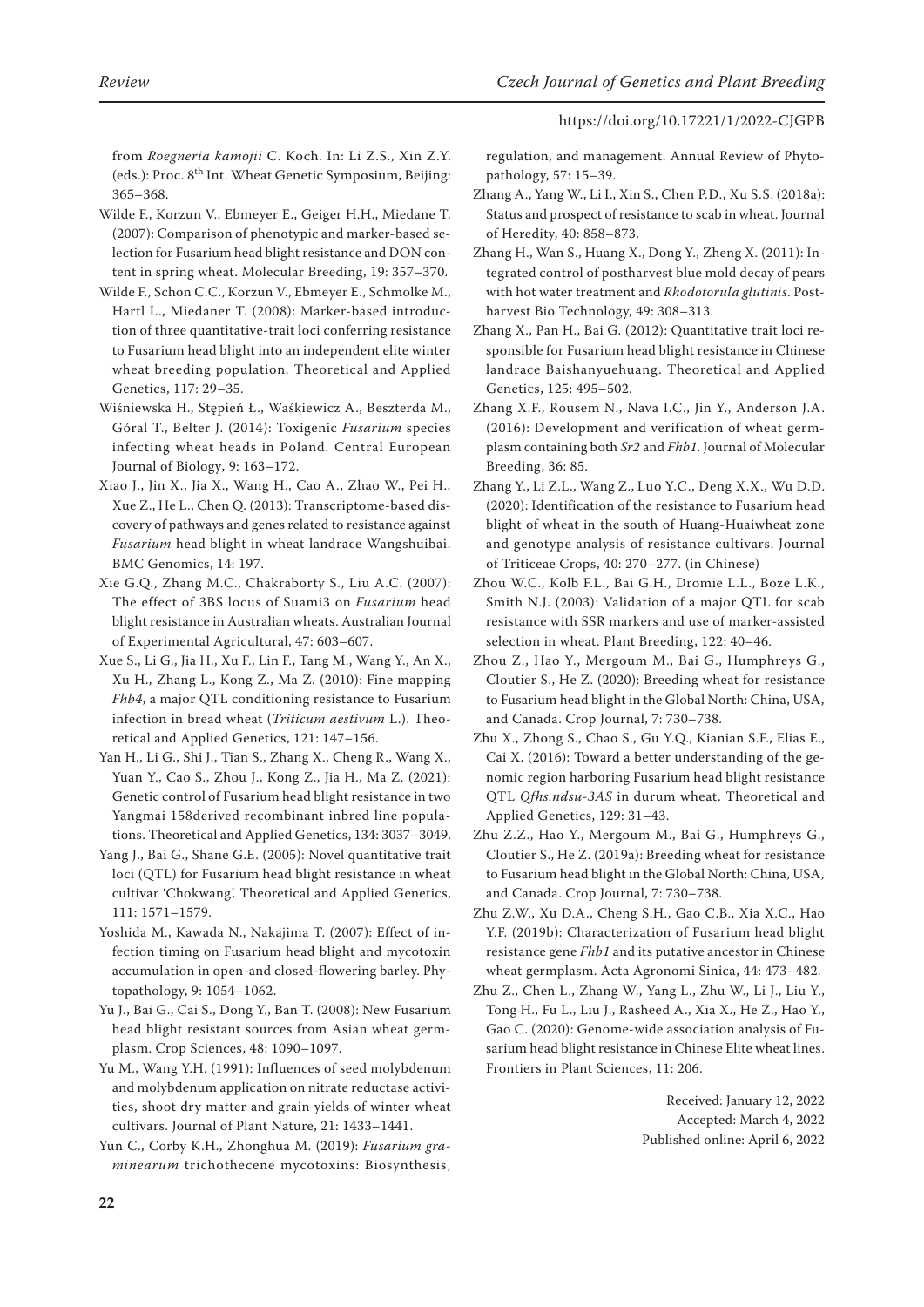from *Roegneria kamojii* C. Koch. In: Li Z.S., Xin Z.Y. (eds.): Proc. 8th Int. Wheat Genetic Symposium, Beijing: 365–368.

Wilde F., Korzun V., Ebmeyer E., Geiger H.H., Miedane T. (2007): Comparison of phenotypic and marker-based selection for Fusarium head blight resistance and DON content in spring wheat. Molecular Breeding, 19: 357–370.

Wilde F., Schon C.C., Korzun V., Ebmeyer E., Schmolke M., Hartl L., Miedaner T. (2008): Marker-based introduction of three quantitative-trait loci conferring resistance to Fusarium head blight into an independent elite winter wheat breeding population. Theoretical and Applied Genetics, 117: 29–35.

Wiśniewska H., Stępień Ł., Waśkiewicz A., Beszterda M., Góral T., Belter J. (2014): Toxigenic *Fusarium* species infecting wheat heads in Poland. Central European Journal of Biology, 9: 163–172.

Xiao J., Jin X., Jia X., Wang H., Cao A., Zhao W., Pei H., Xue Z., He L., Chen Q. (2013): Transcriptome-based discovery of pathways and genes related to resistance against *Fusarium* head blight in wheat landrace Wangshuibai. BMC Genomics, 14: 197.

Xie G.Q., Zhang M.C., Chakraborty S., Liu A.C. (2007): The effect of 3BS locus of Suami3 on *Fusarium* head blight resistance in Australian wheats. Australian Journal of Experimental Agricultural, 47: 603–607.

Xue S., Li G., Jia H., Xu F., Lin F., Tang M., Wang Y., An X., Xu H., Zhang L., Kong Z., Ma Z. (2010): Fine mapping *Fhb4*, a major QTL conditioning resistance to Fusarium infection in bread wheat (*Triticum aestivum* L.). Theoretical and Applied Genetics, 121: 147–156.

Yan H., Li G., Shi J., Tian S., Zhang X., Cheng R., Wang X., Yuan Y., Cao S., Zhou J., Kong Z., Jia H., Ma Z. (2021): Genetic control of Fusarium head blight resistance in two Yangmai 158derived recombinant inbred line populations. Theoretical and Applied Genetics, 134: 3037–3049.

Yang J., Bai G., Shane G.E. (2005): Novel quantitative trait loci (QTL) for Fusarium head blight resistance in wheat cultivar 'Chokwang'. Theoretical and Applied Genetics, 111: 1571–1579.

Yoshida M., Kawada N., Nakajima T. (2007): Effect of infection timing on Fusarium head blight and mycotoxin accumulation in open-and closed-flowering barley. Phytopathology, 9: 1054–1062.

Yu J., Bai G., Cai S., Dong Y., Ban T. (2008): New Fusarium head blight resistant sources from Asian wheat germplasm. Crop Sciences, 48: 1090–1097.

Yu M., Wang Y.H. (1991): Influences of seed molybdenum and molybdenum application on nitrate reductase activities, shoot dry matter and grain yields of winter wheat cultivars. Journal of Plant Nature, 21: 1433–1441.

Yun C., Corby K.H., Zhonghua M. (2019): *Fusarium graminearum* trichothecene mycotoxins: Biosynthesis, regulation, and management. Annual Review of Phytopathology, 57: 15–39.

Zhang A., Yang W., Li I., Xin S., Chen P.D., Xu S.S. (2018a): Status and prospect of resistance to scab in wheat. Journal of Heredity, 40: 858–873.

Zhang H., Wan S., Huang X., Dong Y., Zheng X. (2011): Integrated control of postharvest blue mold decay of pears with hot water treatment and *Rhodotorula glutinis*. Postharvest Bio Technology, 49: 308–313.

Zhang X., Pan H., Bai G. (2012): Quantitative trait loci responsible for Fusarium head blight resistance in Chinese landrace Baishanyuehuang. Theoretical and Applied Genetics, 125: 495–502.

Zhang X.F., Rousem N., Nava I.C., Jin Y., Anderson J.A. (2016): Development and verification of wheat germplasm containing both *Sr2* and *Fhb1*. Journal of Molecular Breeding, 36: 85.

Zhang Y., Li Z.L., Wang Z., Luo Y.C., Deng X.X., Wu D.D. (2020): Identification of the resistance to Fusarium head blight of wheat in the south of Huang-Huaiwheat zone and genotype analysis of resistance cultivars. Journal of Triticeae Crops, 40: 270–277. (in Chinese)

Zhou W.C., Kolb F.L., Bai G.H., Dromie L.L., Boze L.K., Smith N.J. (2003): Validation of a major QTL for scab resistance with SSR markers and use of marker-assisted selection in wheat. Plant Breeding, 122: 40–46.

Zhou Z., Hao Y., Mergoum M., Bai G., Humphreys G., Cloutier S., He Z. (2020): Breeding wheat for resistance to Fusarium head blight in the Global North: China, USA, and Canada. Crop Journal, 7: 730–738.

Zhu X., Zhong S., Chao S., Gu Y.Q., Kianian S.F., Elias E., Cai X. (2016): Toward a better understanding of the genomic region harboring Fusarium head blight resistance QTL *Qfhs.ndsu-3AS* in durum wheat. Theoretical and Applied Genetics, 129: 31–43.

Zhu Z.Z., Hao Y., Mergoum M., Bai G., Humphreys G., Cloutier S., He Z. (2019a): Breeding wheat for resistance to Fusarium head blight in the Global North: China, USA, and Canada. Crop Journal, 7: 730–738.

Zhu Z.W., Xu D.A., Cheng S.H., Gao C.B., Xia X.C., Hao Y.F. (2019b): Characterization of Fusarium head blight resistance gene *Fhb1* and its putative ancestor in Chinese wheat germplasm. Acta Agronomi Sinica, 44: 473–482.

Zhu Z., Chen L., Zhang W., Yang L., Zhu W., Li J., Liu Y., Tong H., Fu L., Liu J., Rasheed A., Xia X., He Z., Hao Y., Gao C. (2020): Genome-wide association analysis of Fusarium head blight resistance in Chinese Elite wheat lines. Frontiers in Plant Sciences, 11: 206.

Received: January 12, 2022
Accepted: March 4, 2022
Published online: April 6, 2022